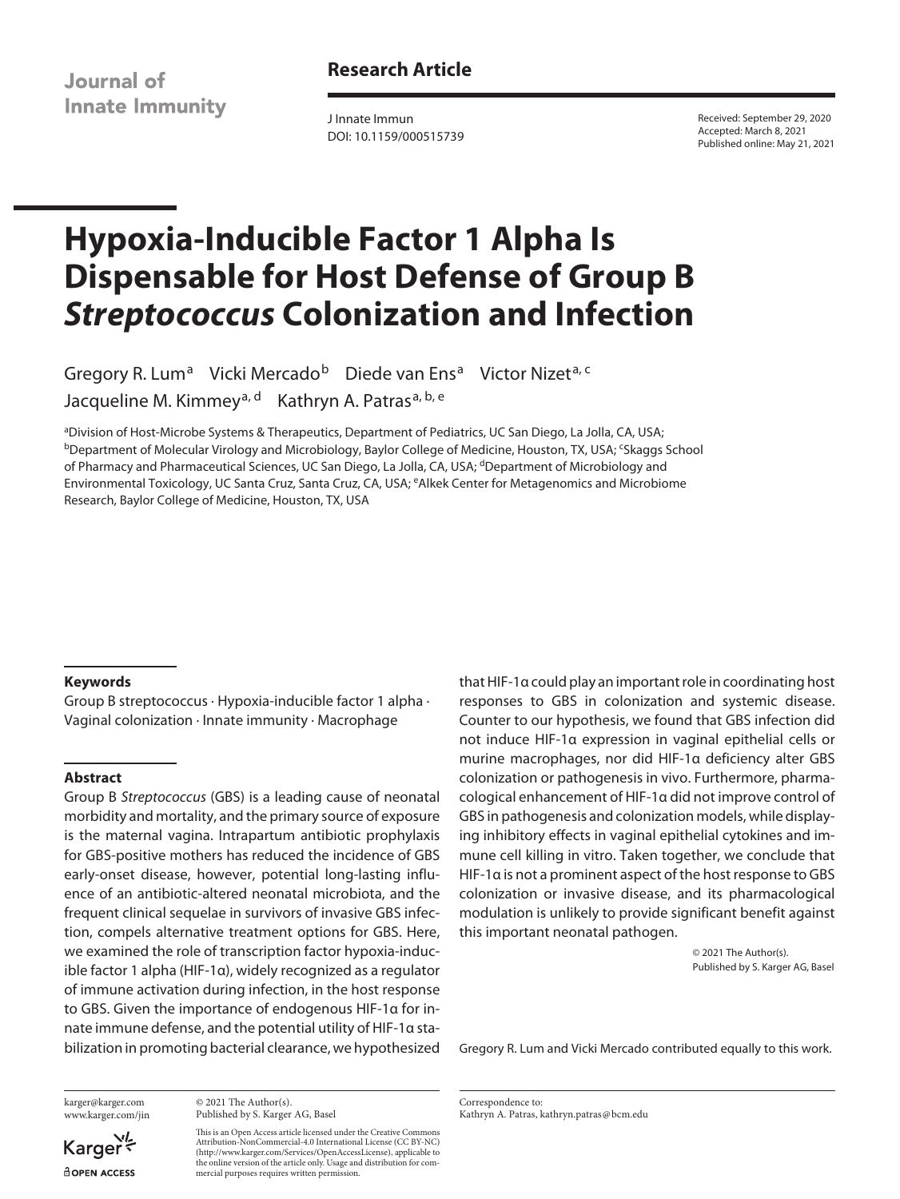Journal of Innate Immunity

**Research Article**

J Innate Immun
DOI: 10.1159/000515739

Received: September 29, 2020
Accepted: March 8, 2021
Published online: May 21, 2021

# Hypoxia-Inducible Factor 1 Alpha Is Dispensable for Host Defense of Group B *Streptococcus* Colonization and Infection

Gregory R. Lum[a] Vicki Mercado[b] Diede van Ens[a] Victor Nizet[a, c] Jacqueline M. Kimmey[a, d] Kathryn A. Patras[a, b, e]

[a]Division of Host-Microbe Systems & Therapeutics, Department of Pediatrics, UC San Diego, La Jolla, CA, USA; [b]Department of Molecular Virology and Microbiology, Baylor College of Medicine, Houston, TX, USA; [c]Skaggs School of Pharmacy and Pharmaceutical Sciences, UC San Diego, La Jolla, CA, USA; [d]Department of Microbiology and Environmental Toxicology, UC Santa Cruz, Santa Cruz, CA, USA; [e]Alkek Center for Metagenomics and Microbiome Research, Baylor College of Medicine, Houston, TX, USA

### Keywords

Group B streptococcus · Hypoxia-inducible factor 1 alpha · Vaginal colonization · Innate immunity · Macrophage

### Abstract

Group B *Streptococcus* (GBS) is a leading cause of neonatal morbidity and mortality, and the primary source of exposure is the maternal vagina. Intrapartum antibiotic prophylaxis for GBS-positive mothers has reduced the incidence of GBS early-onset disease, however, potential long-lasting influence of an antibiotic-altered neonatal microbiota, and the frequent clinical sequelae in survivors of invasive GBS infection, compels alternative treatment options for GBS. Here, we examined the role of transcription factor hypoxia-inducible factor 1 alpha (HIF-1α), widely recognized as a regulator of immune activation during infection, in the host response to GBS. Given the importance of endogenous HIF-1α for innate immune defense, and the potential utility of HIF-1α stabilization in promoting bacterial clearance, we hypothesized that HIF-1α could play an important role in coordinating host responses to GBS in colonization and systemic disease. Counter to our hypothesis, we found that GBS infection did not induce HIF-1α expression in vaginal epithelial cells or murine macrophages, nor did HIF-1α deficiency alter GBS colonization or pathogenesis in vivo. Furthermore, pharmacological enhancement of HIF-1α did not improve control of GBS in pathogenesis and colonization models, while displaying inhibitory effects in vaginal epithelial cytokines and immune cell killing in vitro. Taken together, we conclude that HIF-1α is not a prominent aspect of the host response to GBS colonization or invasive disease, and its pharmacological modulation is unlikely to provide significant benefit against this important neonatal pathogen.

© 2021 The Author(s).
Published by S. Karger AG, Basel

Gregory R. Lum and Vicki Mercado contributed equally to this work.

karger@karger.com
www.karger.com/jin

© 2021 The Author(s).
Published by S. Karger AG, Basel

This is an Open Access article licensed under the Creative Commons Attribution-NonCommercial-4.0 International License (CC BY-NC) (http://www.karger.com/Services/OpenAccessLicense), applicable to the online version of the article only. Usage and distribution for commercial purposes requires written permission.

Correspondence to:
Kathryn A. Patras, kathryn.patras@bcm.edu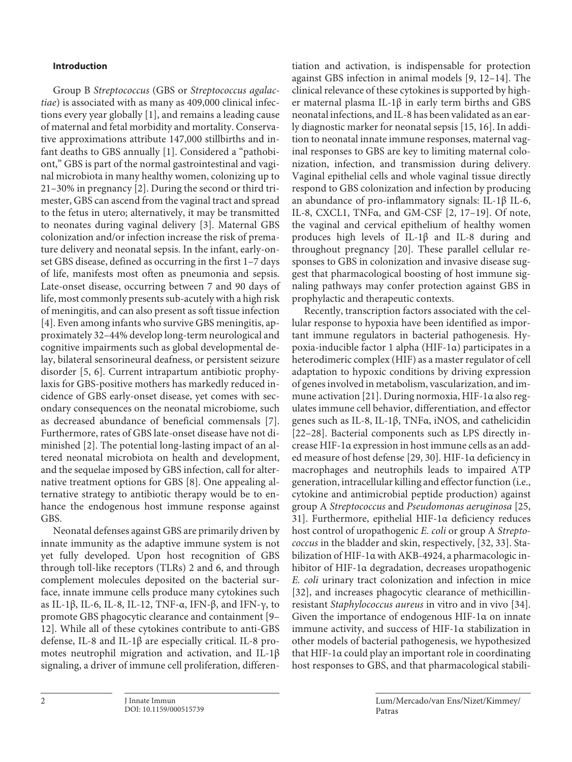## Introduction

Group B *Streptococcus* (GBS or *Streptococcus agalactiae*) is associated with as many as 409,000 clinical infections every year globally [1], and remains a leading cause of maternal and fetal morbidity and mortality. Conservative approximations attribute 147,000 stillbirths and infant deaths to GBS annually [1]. Considered a "pathobiont," GBS is part of the normal gastrointestinal and vaginal microbiota in many healthy women, colonizing up to 21–30% in pregnancy [2]. During the second or third trimester, GBS can ascend from the vaginal tract and spread to the fetus in utero; alternatively, it may be transmitted to neonates during vaginal delivery [3]. Maternal GBS colonization and/or infection increase the risk of premature delivery and neonatal sepsis. In the infant, early-onset GBS disease, defined as occurring in the first 1–7 days of life, manifests most often as pneumonia and sepsis. Late-onset disease, occurring between 7 and 90 days of life, most commonly presents sub-acutely with a high risk of meningitis, and can also present as soft tissue infection [4]. Even among infants who survive GBS meningitis, approximately 32–44% develop long-term neurological and cognitive impairments such as global developmental delay, bilateral sensorineural deafness, or persistent seizure disorder [5, 6]. Current intrapartum antibiotic prophylaxis for GBS-positive mothers has markedly reduced incidence of GBS early-onset disease, yet comes with secondary consequences on the neonatal microbiome, such as decreased abundance of beneficial commensals [7]. Furthermore, rates of GBS late-onset disease have not diminished [2]. The potential long-lasting impact of an altered neonatal microbiota on health and development, and the sequelae imposed by GBS infection, call for alternative treatment options for GBS [8]. One appealing alternative strategy to antibiotic therapy would be to enhance the endogenous host immune response against GBS.

Neonatal defenses against GBS are primarily driven by innate immunity as the adaptive immune system is not yet fully developed. Upon host recognition of GBS through toll-like receptors (TLRs) 2 and 6, and through complement molecules deposited on the bacterial surface, innate immune cells produce many cytokines such as IL-1β, IL-6, IL-8, IL-12, TNF-α, IFN-β, and IFN-γ, to promote GBS phagocytic clearance and containment [9–12]. While all of these cytokines contribute to anti-GBS defense, IL-8 and IL-1β are especially critical. IL-8 promotes neutrophil migration and activation, and IL-1β signaling, a driver of immune cell proliferation, differentiation and activation, is indispensable for protection against GBS infection in animal models [9, 12–14]. The clinical relevance of these cytokines is supported by higher maternal plasma IL-1β in early term births and GBS neonatal infections, and IL-8 has been validated as an early diagnostic marker for neonatal sepsis [15, 16]. In addition to neonatal innate immune responses, maternal vaginal responses to GBS are key to limiting maternal colonization, infection, and transmission during delivery. Vaginal epithelial cells and whole vaginal tissue directly respond to GBS colonization and infection by producing an abundance of pro-inflammatory signals: IL-1β IL-6, IL-8, CXCL1, TNFα, and GM-CSF [2, 17–19]. Of note, the vaginal and cervical epithelium of healthy women produces high levels of IL-1β and IL-8 during and throughout pregnancy [20]. These parallel cellular responses to GBS in colonization and invasive disease suggest that pharmacological boosting of host immune signaling pathways may confer protection against GBS in prophylactic and therapeutic contexts.

Recently, transcription factors associated with the cellular response to hypoxia have been identified as important immune regulators in bacterial pathogenesis. Hypoxia-inducible factor 1 alpha (HIF-1α) participates in a heterodimeric complex (HIF) as a master regulator of cell adaptation to hypoxic conditions by driving expression of genes involved in metabolism, vascularization, and immune activation [21]. During normoxia, HIF-1α also regulates immune cell behavior, differentiation, and effector genes such as IL-8, IL-1β, TNFα, iNOS, and cathelicidin [22–28]. Bacterial components such as LPS directly increase HIF-1α expression in host immune cells as an added measure of host defense [29, 30]. HIF-1α deficiency in macrophages and neutrophils leads to impaired ATP generation, intracellular killing and effector function (i.e., cytokine and antimicrobial peptide production) against group A *Streptococcus* and *Pseudomonas aeruginosa* [25, 31]. Furthermore, epithelial HIF-1α deficiency reduces host control of uropathogenic *E. coli* or group A *Streptococcus* in the bladder and skin, respectively, [32, 33]. Stabilization of HIF-1α with AKB-4924, a pharmacologic inhibitor of HIF-1α degradation, decreases uropathogenic *E. coli* urinary tract colonization and infection in mice [32], and increases phagocytic clearance of methicillin-resistant *Staphylococcus aureus* in vitro and in vivo [34]. Given the importance of endogenous HIF-1α on innate immune activity, and success of HIF-1α stabilization in other models of bacterial pathogenesis, we hypothesized that HIF-1α could play an important role in coordinating host responses to GBS, and that pharmacological stabili-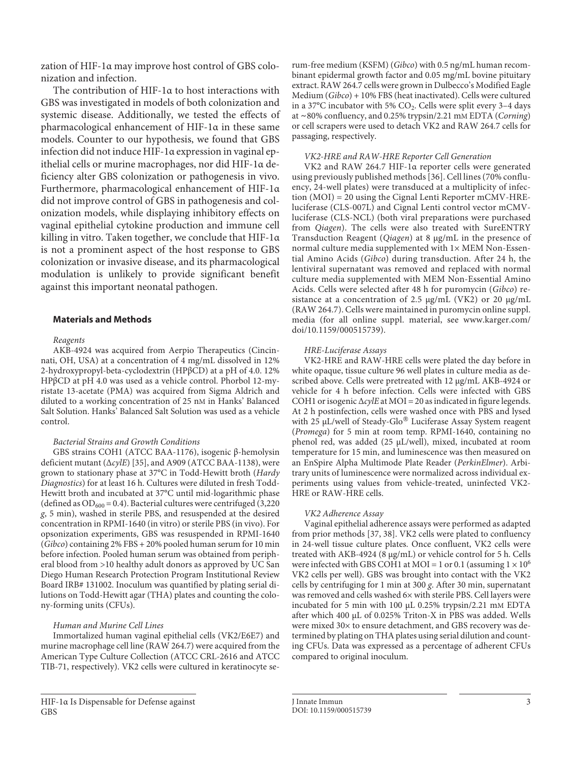zation of HIF-1α may improve host control of GBS colonization and infection.

The contribution of HIF-1α to host interactions with GBS was investigated in models of both colonization and systemic disease. Additionally, we tested the effects of pharmacological enhancement of HIF-1α in these same models. Counter to our hypothesis, we found that GBS infection did not induce HIF-1α expression in vaginal epithelial cells or murine macrophages, nor did HIF-1α deficiency alter GBS colonization or pathogenesis in vivo. Furthermore, pharmacological enhancement of HIF-1α did not improve control of GBS in pathogenesis and colonization models, while displaying inhibitory effects on vaginal epithelial cytokine production and immune cell killing in vitro. Taken together, we conclude that HIF-1α is not a prominent aspect of the host response to GBS colonization or invasive disease, and its pharmacological modulation is unlikely to provide significant benefit against this important neonatal pathogen.

## Materials and Methods

### *Reagents*

AKB-4924 was acquired from Aerpio Therapeutics (Cincinnati, OH, USA) at a concentration of 4 mg/mL dissolved in 12% 2-hydroxypropyl-beta-cyclodextrin (HPβCD) at a pH of 4.0. 12% HPβCD at pH 4.0 was used as a vehicle control. Phorbol 12-myristate 13-acetate (PMA) was acquired from Sigma Aldrich and diluted to a working concentration of 25 nM in Hanks' Balanced Salt Solution. Hanks' Balanced Salt Solution was used as a vehicle control.

### *Bacterial Strains and Growth Conditions*

GBS strains COH1 (ATCC BAA-1176), isogenic β-hemolysin deficient mutant (Δ*cylE*) [35], and A909 (ATCC BAA-1138), were grown to stationary phase at 37°C in Todd-Hewitt broth (*Hardy Diagnostics*) for at least 16 h. Cultures were diluted in fresh Todd-Hewitt broth and incubated at 37°C until mid-logarithmic phase (defined as $OD_{600}$ = 0.4). Bacterial cultures were centrifuged (3,220 *g*, 5 min), washed in sterile PBS, and resuspended at the desired concentration in RPMI-1640 (in vitro) or sterile PBS (in vivo). For opsonization experiments, GBS was resuspended in RPMI-1640 (*Gibco*) containing 2% FBS + 20% pooled human serum for 10 min before infection. Pooled human serum was obtained from peripheral blood from >10 healthy adult donors as approved by UC San Diego Human Research Protection Program Institutional Review Board IRB# 131002. Inoculum was quantified by plating serial dilutions on Todd-Hewitt agar (THA) plates and counting the colony-forming units (CFUs).

### *Human and Murine Cell Lines*

Immortalized human vaginal epithelial cells (VK2/E6E7) and murine macrophage cell line (RAW 264.7) were acquired from the American Type Culture Collection (ATCC CRL-2616 and ATCC TIB-71, respectively). VK2 cells were cultured in keratinocyte serum-free medium (KSFM) (*Gibco*) with 0.5 ng/mL human recombinant epidermal growth factor and 0.05 mg/mL bovine pituitary extract. RAW 264.7 cells were grown in Dulbecco's Modified Eagle Medium (*Gibco*) + 10% FBS (heat inactivated). Cells were cultured in a 37°C incubator with 5% $CO_2$. Cells were split every 3–4 days at ~80% confluency, and 0.25% trypsin/2.21 mM EDTA (*Corning*) or cell scrapers were used to detach VK2 and RAW 264.7 cells for passaging, respectively.

### *VK2-HRE and RAW-HRE Reporter Cell Generation*

VK2 and RAW 264.7 HIF-1α reporter cells were generated using previously published methods [36]. Cell lines (70% confluency, 24-well plates) were transduced at a multiplicity of infection (MOI) = 20 using the Cignal Lenti Reporter mCMV-HRE-luciferase (CLS-007L) and Cignal Lenti control vector mCMV-luciferase (CLS-NCL) (both viral preparations were purchased from *Qiagen*). The cells were also treated with SureENTRY Transduction Reagent (*Qiagen*) at 8 μg/mL in the presence of normal culture media supplemented with 1× MEM Non-Essential Amino Acids (*Gibco*) during transduction. After 24 h, the lentiviral supernatant was removed and replaced with normal culture media supplemented with MEM Non-Essential Amino Acids. Cells were selected after 48 h for puromycin (*Gibco*) resistance at a concentration of 2.5 μg/mL (VK2) or 20 μg/mL (RAW 264.7). Cells were maintained in puromycin online suppl. media (for all online suppl. material, see www.karger.com/doi/10.1159/000515739).

### *HRE-Luciferase Assays*

VK2-HRE and RAW-HRE cells were plated the day before in white opaque, tissue culture 96 well plates in culture media as described above. Cells were pretreated with 12 μg/mL AKB-4924 or vehicle for 4 h before infection. Cells were infected with GBS COH1 or isogenic Δ*cylE* at MOI = 20 as indicated in figure legends. At 2 h postinfection, cells were washed once with PBS and lysed with 25 μL/well of Steady-Glo® Luciferase Assay System reagent (*Promega*) for 5 min at room temp. RPMI-1640, containing no phenol red, was added (25 μL/well), mixed, incubated at room temperature for 15 min, and luminescence was then measured on an EnSpire Alpha Multimode Plate Reader (*PerkinElmer*). Arbitrary units of luminescence were normalized across individual experiments using values from vehicle-treated, uninfected VK2-HRE or RAW-HRE cells.

### *VK2 Adherence Assay*

Vaginal epithelial adherence assays were performed as adapted from prior methods [37, 38]. VK2 cells were plated to confluency in 24-well tissue culture plates. Once confluent, VK2 cells were treated with AKB-4924 (8 μg/mL) or vehicle control for 5 h. Cells were infected with GBS COH1 at MOI = 1 or 0.1 (assuming $1 \times 10^6$ VK2 cells per well). GBS was brought into contact with the VK2 cells by centrifuging for 1 min at 300 *g*. After 30 min, supernatant was removed and cells washed 6× with sterile PBS. Cell layers were incubated for 5 min with 100 μL 0.25% trypsin/2.21 mM EDTA after which 400 μL of 0.025% Triton-X in PBS was added. Wells were mixed 30× to ensure detachment, and GBS recovery was determined by plating on THA plates using serial dilution and counting CFUs. Data was expressed as a percentage of adherent CFUs compared to original inoculum.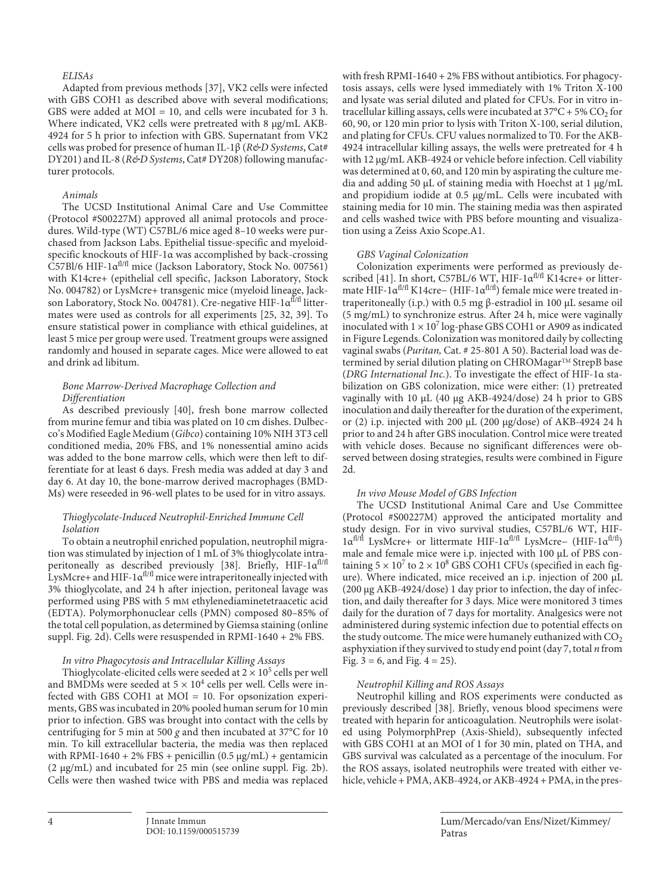*ELISAs*

Adapted from previous methods [37], VK2 cells were infected with GBS COH1 as described above with several modifications; GBS were added at MOI = 10, and cells were incubated for 3 h. Where indicated, VK2 cells were pretreated with 8 μg/mL AKB-4924 for 5 h prior to infection with GBS. Supernatant from VK2 cells was probed for presence of human IL-1β (*R&D Systems*, Cat# DY201) and IL-8 (*R&D Systems*, Cat# DY208) following manufacturer protocols.

*Animals*

The UCSD Institutional Animal Care and Use Committee (Protocol #S00227M) approved all animal protocols and procedures. Wild-type (WT) C57BL/6 mice aged 8–10 weeks were purchased from Jackson Labs. Epithelial tissue-specific and myeloid-specific knockouts of HIF-1α was accomplished by back-crossing C57Bl/6 HIF-1α$^{fl/fl}$ mice (Jackson Laboratory, Stock No. 007561) with K14cre+ (epithelial cell specific, Jackson Laboratory, Stock No. 004782) or LysMcre+ transgenic mice (myeloid lineage, Jackson Laboratory, Stock No. 004781). Cre-negative HIF-1α$^{fl/fl}$ littermates were used as controls for all experiments [25, 32, 39]. To ensure statistical power in compliance with ethical guidelines, at least 5 mice per group were used. Treatment groups were assigned randomly and housed in separate cages. Mice were allowed to eat and drink ad libitum.

*Bone Marrow-Derived Macrophage Collection and Differentiation*

As described previously [40], fresh bone marrow collected from murine femur and tibia was plated on 10 cm dishes. Dulbecco's Modified Eagle Medium (*Gibco*) containing 10% NIH 3T3 cell conditioned media, 20% FBS, and 1% nonessential amino acids was added to the bone marrow cells, which were then left to differentiate for at least 6 days. Fresh media was added at day 3 and day 6. At day 10, the bone-marrow derived macrophages (BMDMs) were reseeded in 96-well plates to be used for in vitro assays.

*Thioglycolate-Induced Neutrophil-Enriched Immune Cell Isolation*

To obtain a neutrophil enriched population, neutrophil migration was stimulated by injection of 1 mL of 3% thioglycolate intraperitoneally as described previously [38]. Briefly, HIF-1α$^{fl/fl}$ LysMcre+ and HIF-1α$^{fl/fl}$ mice were intraperitoneally injected with 3% thioglycolate, and 24 h after injection, peritoneal lavage was performed using PBS with 5 mM ethylenediaminetetraacetic acid (EDTA). Polymorphonuclear cells (PMN) composed 80–85% of the total cell population, as determined by Giemsa staining (online suppl. Fig. 2d). Cells were resuspended in RPMI-1640 + 2% FBS.

*In vitro Phagocytosis and Intracellular Killing Assays*

Thioglycolate-elicited cells were seeded at $2 \times 10^5$ cells per well and BMDMs were seeded at $5 \times 10^4$ cells per well. Cells were infected with GBS COH1 at MOI = 10. For opsonization experiments, GBS was incubated in 20% pooled human serum for 10 min prior to infection. GBS was brought into contact with the cells by centrifuging for 5 min at 500 *g* and then incubated at 37°C for 10 min. To kill extracellular bacteria, the media was then replaced with RPMI-1640 + 2% FBS + penicillin (0.5 μg/mL) + gentamicin (2 μg/mL) and incubated for 25 min (see online suppl. Fig. 2b). Cells were then washed twice with PBS and media was replaced with fresh RPMI-1640 + 2% FBS without antibiotics. For phagocytosis assays, cells were lysed immediately with 1% Triton X-100 and lysate was serial diluted and plated for CFUs. For in vitro intracellular killing assays, cells were incubated at 37°C + 5% $CO_2$ for 60, 90, or 120 min prior to lysis with Triton X-100, serial dilution, and plating for CFUs. CFU values normalized to T0. For the AKB-4924 intracellular killing assays, the wells were pretreated for 4 h with 12 μg/mL AKB-4924 or vehicle before infection. Cell viability was determined at 0, 60, and 120 min by aspirating the culture media and adding 50 μL of staining media with Hoechst at 1 μg/mL and propidium iodide at 0.5 μg/mL. Cells were incubated with staining media for 10 min. The staining media was then aspirated and cells washed twice with PBS before mounting and visualization using a Zeiss Axio Scope.A1.

*GBS Vaginal Colonization*

Colonization experiments were performed as previously described [41]. In short, C57BL/6 WT, HIF-1α$^{fl/fl}$ K14cre+ or littermate HIF-1α$^{fl/fl}$ K14cre– (HIF-1α$^{fl/fl}$) female mice were treated intraperitoneally (i.p.) with 0.5 mg β-estradiol in 100 μL sesame oil (5 mg/mL) to synchronize estrus. After 24 h, mice were vaginally inoculated with $1 \times 10^7$ log-phase GBS COH1 or A909 as indicated in Figure Legends. Colonization was monitored daily by collecting vaginal swabs (*Puritan,* Cat. # 25-801 A 50). Bacterial load was determined by serial dilution plating on CHROMagar™ StrepB base (*DRG International Inc.*). To investigate the effect of HIF-1α stabilization on GBS colonization, mice were either: (1) pretreated vaginally with 10 μL (40 μg AKB-4924/dose) 24 h prior to GBS inoculation and daily thereafter for the duration of the experiment, or (2) i.p. injected with 200 μL (200 μg/dose) of AKB-4924 24 h prior to and 24 h after GBS inoculation. Control mice were treated with vehicle doses. Because no significant differences were observed between dosing strategies, results were combined in Figure 2d.

*In vivo Mouse Model of GBS Infection*

The UCSD Institutional Animal Care and Use Committee (Protocol #S00227M) approved the anticipated mortality and study design. For in vivo survival studies, C57BL/6 WT, HIF-1α$^{fl/fl}$ LysMcre+ or littermate HIF-1α$^{fl/fl}$ LysMcre– (HIF-1α$^{fl/fl}$) male and female mice were i.p. injected with 100 μL of PBS containing $5 \times 10^7$ to $2 \times 10^8$ GBS COH1 CFUs (specified in each figure). Where indicated, mice received an i.p. injection of 200 μL (200 μg AKB-4924/dose) 1 day prior to infection, the day of infection, and daily thereafter for 3 days. Mice were monitored 3 times daily for the duration of 7 days for mortality. Analgesics were not administered during systemic infection due to potential effects on the study outcome. The mice were humanely euthanized with $CO_2$ asphyxiation if they survived to study end point (day 7, total *n* from Fig. 3 = 6, and Fig. 4 = 25).

*Neutrophil Killing and ROS Assays*

Neutrophil killing and ROS experiments were conducted as previously described [38]. Briefly, venous blood specimens were treated with heparin for anticoagulation. Neutrophils were isolated using PolymorphPrep (Axis-Shield), subsequently infected with GBS COH1 at an MOI of 1 for 30 min, plated on THA, and GBS survival was calculated as a percentage of the inoculum. For the ROS assays, isolated neutrophils were treated with either vehicle, vehicle + PMA, AKB-4924, or AKB-4924 + PMA, in the pres-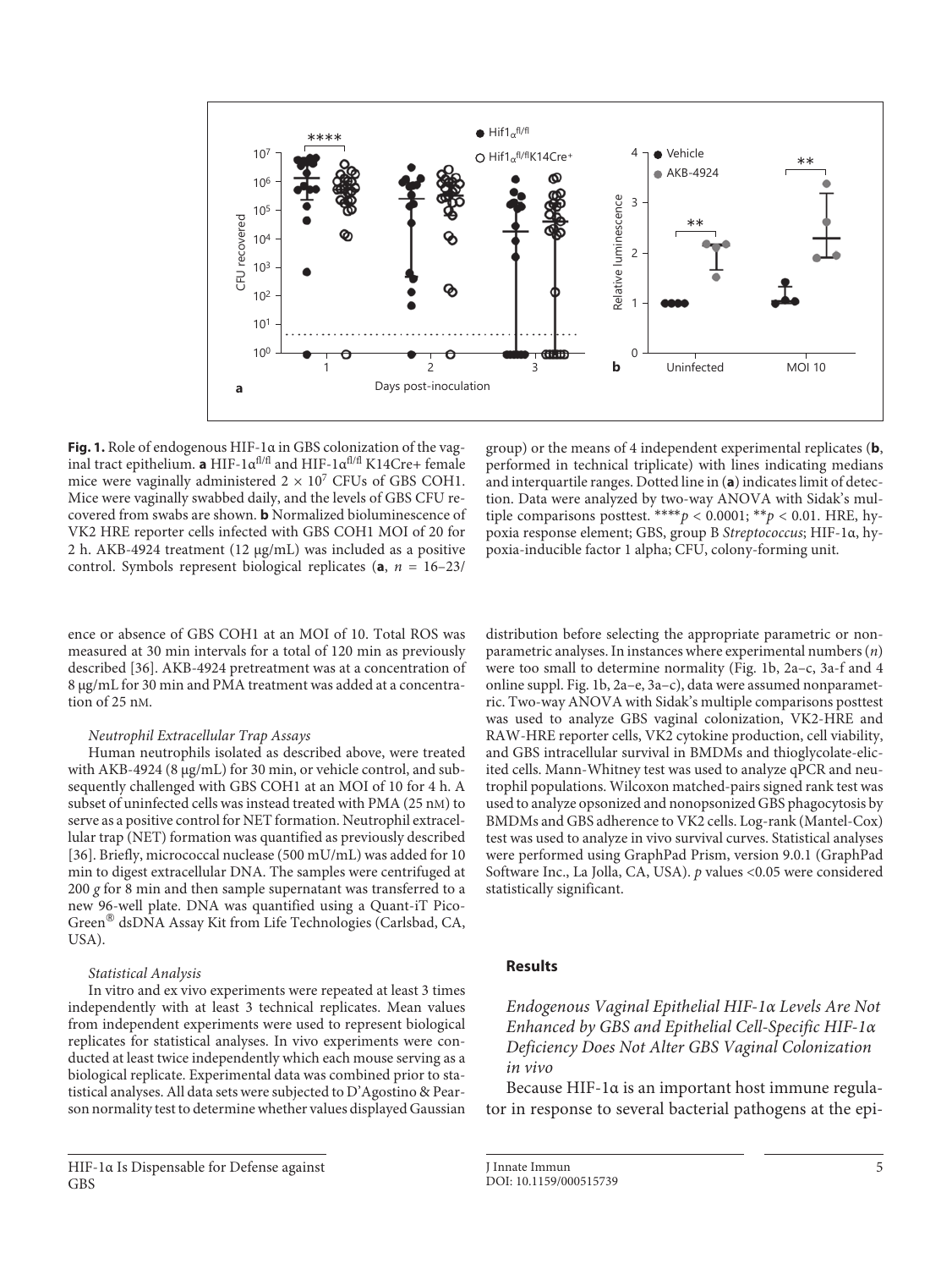**Fig. 1.** Role of endogenous HIF-1α in GBS colonization of the vaginal tract epithelium. **a** HIF-1α$^{fl/fl}$ and HIF-1α$^{fl/fl}$ K14Cre+ female mice were vaginally administered $2 \times 10^7$ CFUs of GBS COH1. Mice were vaginally swabbed daily, and the levels of GBS CFU recovered from swabs are shown. **b** Normalized bioluminescence of VK2 HRE reporter cells infected with GBS COH1 MOI of 20 for 2 h. AKB-4924 treatment (12 μg/mL) was included as a positive control. Symbols represent biological replicates (**a**, $n$ = 16–23/group) or the means of 4 independent experimental replicates (**b**, performed in technical triplicate) with lines indicating medians and interquartile ranges. Dotted line in (**a**) indicates limit of detection. Data were analyzed by two-way ANOVA with Sidak's multiple comparisons posttest. **** $p < 0.0001$; ** $p < 0.01$. HRE, hypoxia response element; GBS, group B *Streptococcus*; HIF-1α, hypoxia-inducible factor 1 alpha; CFU, colony-forming unit.

ence or absence of GBS COH1 at an MOI of 10. Total ROS was measured at 30 min intervals for a total of 120 min as previously described [36]. AKB-4924 pretreatment was at a concentration of 8 μg/mL for 30 min and PMA treatment was added at a concentration of 25 nM.

### *Neutrophil Extracellular Trap Assays*

Human neutrophils isolated as described above, were treated with AKB-4924 (8 μg/mL) for 30 min, or vehicle control, and subsequently challenged with GBS COH1 at an MOI of 10 for 4 h. A subset of uninfected cells was instead treated with PMA (25 nM) to serve as a positive control for NET formation. Neutrophil extracellular trap (NET) formation was quantified as previously described [36]. Briefly, micrococcal nuclease (500 mU/mL) was added for 10 min to digest extracellular DNA. The samples were centrifuged at 200 *g* for 8 min and then sample supernatant was transferred to a new 96-well plate. DNA was quantified using a Quant-iT PicoGreen® dsDNA Assay Kit from Life Technologies (Carlsbad, CA, USA).

### *Statistical Analysis*

In vitro and ex vivo experiments were repeated at least 3 times independently with at least 3 technical replicates. Mean values from independent experiments were used to represent biological replicates for statistical analyses. In vivo experiments were conducted at least twice independently which each mouse serving as a biological replicate. Experimental data was combined prior to statistical analyses. All data sets were subjected to D'Agostino & Pearson normality test to determine whether values displayed Gaussian distribution before selecting the appropriate parametric or nonparametric analyses. In instances where experimental numbers ($n$) were too small to determine normality (Fig. 1b, 2a–c, 3a-f and 4 online suppl. Fig. 1b, 2a–e, 3a–c), data were assumed nonparametric. Two-way ANOVA with Sidak's multiple comparisons posttest was used to analyze GBS vaginal colonization, VK2-HRE and RAW-HRE reporter cells, VK2 cytokine production, cell viability, and GBS intracellular survival in BMDMs and thioglycolate-elicited cells. Mann-Whitney test was used to analyze qPCR and neutrophil populations. Wilcoxon matched-pairs signed rank test was used to analyze opsonized and nonopsonized GBS phagocytosis by BMDMs and GBS adherence to VK2 cells. Log-rank (Mantel-Cox) test was used to analyze in vivo survival curves. Statistical analyses were performed using GraphPad Prism, version 9.0.1 (GraphPad Software Inc., La Jolla, CA, USA). $p$ values <0.05 were considered statistically significant.

## Results

### *Endogenous Vaginal Epithelial HIF-1α Levels Are Not Enhanced by GBS and Epithelial Cell-Specific HIF-1α Deficiency Does Not Alter GBS Vaginal Colonization in vivo*

Because HIF-1α is an important host immune regulator in response to several bacterial pathogens at the epi-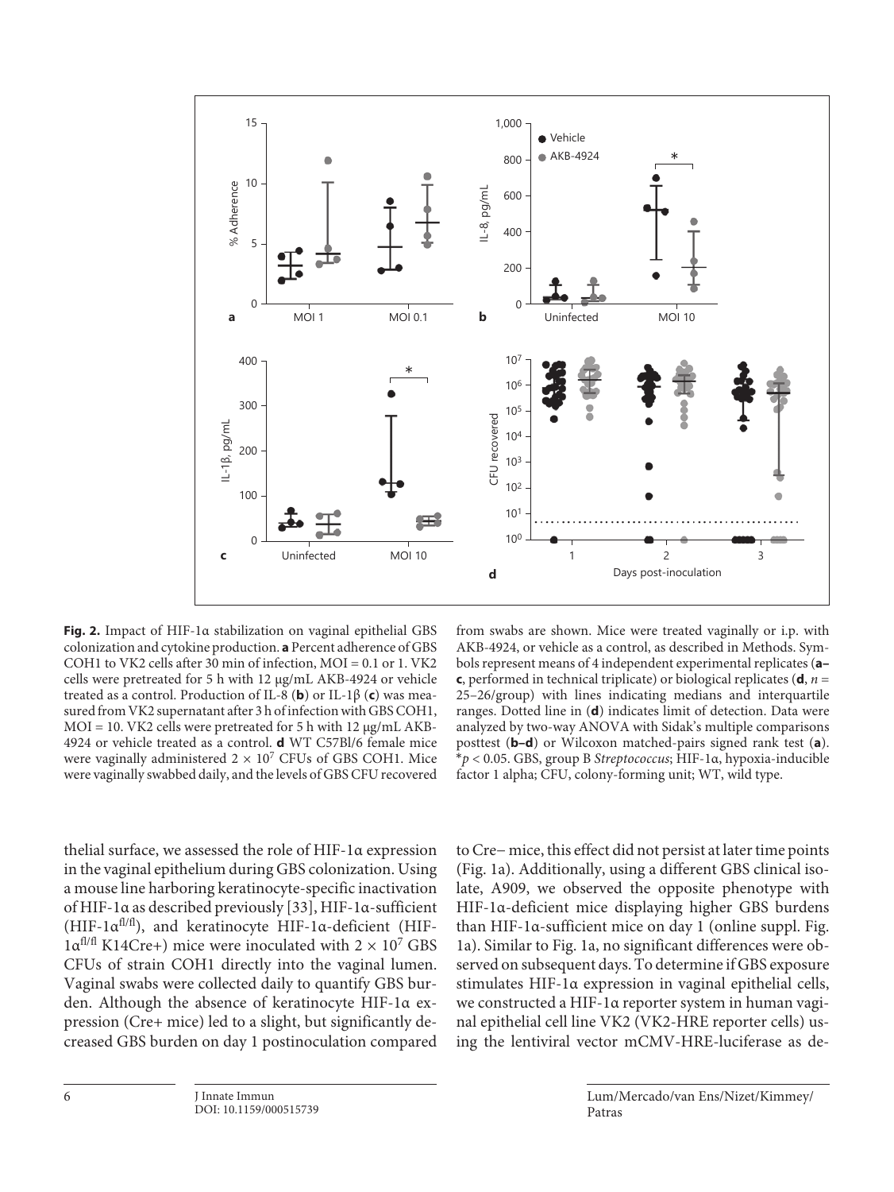**Fig. 2.** Impact of HIF-1α stabilization on vaginal epithelial GBS colonization and cytokine production. **a** Percent adherence of GBS COH1 to VK2 cells after 30 min of infection, MOI = 0.1 or 1. VK2 cells were pretreated for 5 h with 12 μg/mL AKB-4924 or vehicle treated as a control. Production of IL-8 (**b**) or IL-1β (**c**) was measured from VK2 supernatant after 3 h of infection with GBS COH1, MOI = 10. VK2 cells were pretreated for 5 h with 12 μg/mL AKB-4924 or vehicle treated as a control. **d** WT C57Bl/6 female mice were vaginally administered $2 \times 10^7$ CFUs of GBS COH1. Mice were vaginally swabbed daily, and the levels of GBS CFU recovered from swabs are shown. Mice were treated vaginally or i.p. with AKB-4924, or vehicle as a control, as described in Methods. Symbols represent means of 4 independent experimental replicates (**a–c**, performed in technical triplicate) or biological replicates (**d**, $n$ = 25–26/group) with lines indicating medians and interquartile ranges. Dotted line in (**d**) indicates limit of detection. Data were analyzed by two-way ANOVA with Sidak's multiple comparisons posttest (**b–d**) or Wilcoxon matched-pairs signed rank test (**a**). \* $p < 0.05$. GBS, group B *Streptococcus*; HIF-1α, hypoxia-inducible factor 1 alpha; CFU, colony-forming unit; WT, wild type.

thelial surface, we assessed the role of HIF-1α expression in the vaginal epithelium during GBS colonization. Using a mouse line harboring keratinocyte-specific inactivation of HIF-1α as described previously [33], HIF-1α-sufficient (HIF-1α$^{fl/fl}$), and keratinocyte HIF-1α-deficient (HIF-1α$^{fl/fl}$ K14Cre+) mice were inoculated with $2 \times 10^7$ GBS CFUs of strain COH1 directly into the vaginal lumen. Vaginal swabs were collected daily to quantify GBS burden. Although the absence of keratinocyte HIF-1α expression (Cre+ mice) led to a slight, but significantly decreased GBS burden on day 1 postinoculation compared to Cre− mice, this effect did not persist at later time points (Fig. 1a). Additionally, using a different GBS clinical isolate, A909, we observed the opposite phenotype with HIF-1α-deficient mice displaying higher GBS burdens than HIF-1α-sufficient mice on day 1 (online suppl. Fig. 1a). Similar to Fig. 1a, no significant differences were observed on subsequent days. To determine if GBS exposure stimulates HIF-1α expression in vaginal epithelial cells, we constructed a HIF-1α reporter system in human vaginal epithelial cell line VK2 (VK2-HRE reporter cells) using the lentiviral vector mCMV-HRE-luciferase as de-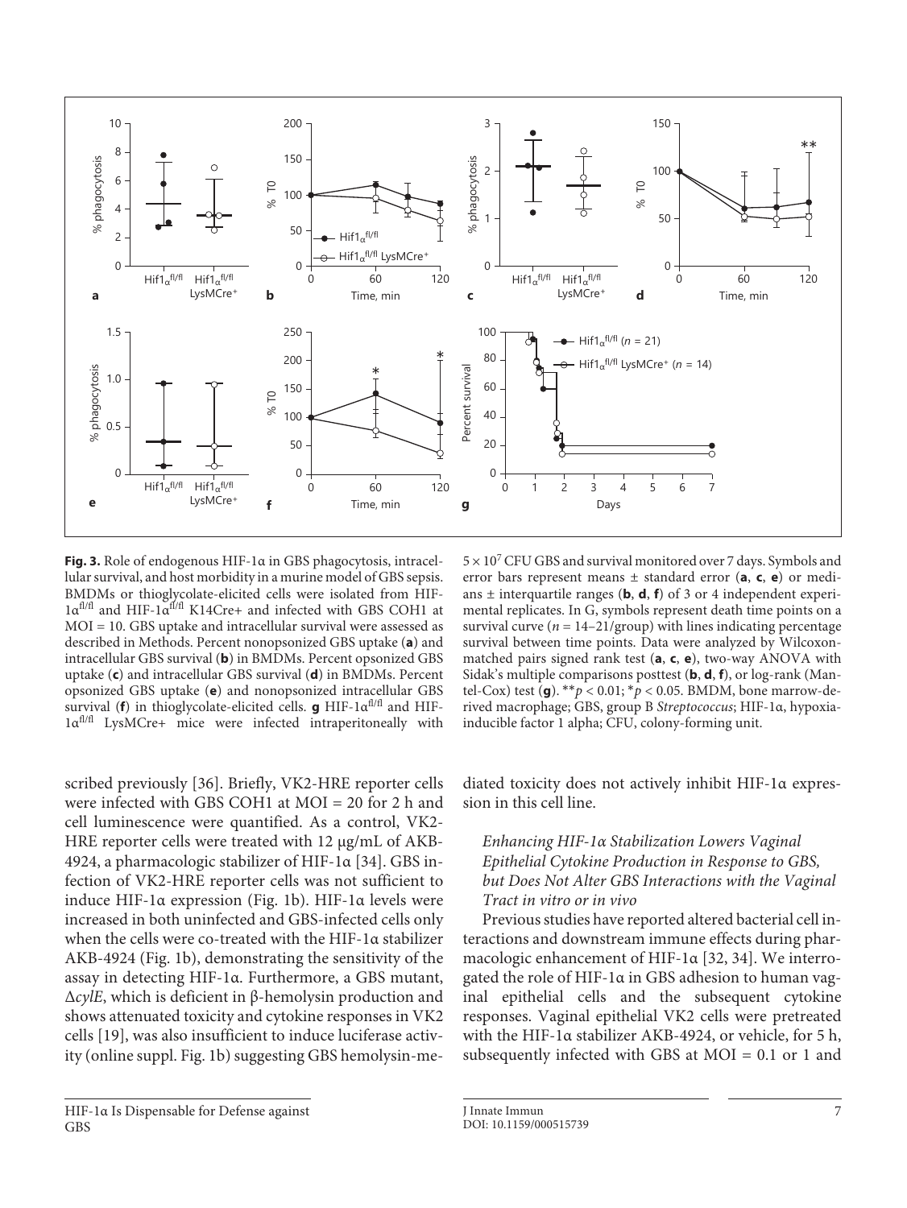**Fig. 3.** Role of endogenous HIF-1α in GBS phagocytosis, intracellular survival, and host morbidity in a murine model of GBS sepsis. BMDMs or thioglycolate-elicited cells were isolated from HIF-$1\alpha^{fl/fl}$ and HIF-$1\alpha^{fl/fl}$ K14Cre+ and infected with GBS COH1 at MOI = 10. GBS uptake and intracellular survival were assessed as described in Methods. Percent nonopsonized GBS uptake (**a**) and intracellular GBS survival (**b**) in BMDMs. Percent opsonized GBS uptake (**c**) and intracellular GBS survival (**d**) in BMDMs. Percent opsonized GBS uptake (**e**) and nonopsonized intracellular GBS survival (**f**) in thioglycolate-elicited cells. **g** HIF-$1\alpha^{fl/fl}$ and HIF-$1\alpha^{fl/fl}$ LysMCre+ mice were infected intraperitoneally with $5 \times 10^7$ CFU GBS and survival monitored over 7 days. Symbols and error bars represent means ± standard error (**a**, **c**, **e**) or medians ± interquartile ranges (**b**, **d**, **f**) of 3 or 4 independent experimental replicates. In G, symbols represent death time points on a survival curve ($n$ = 14–21/group) with lines indicating percentage survival between time points. Data were analyzed by Wilcoxon-matched pairs signed rank test (**a**, **c**, **e**), two-way ANOVA with Sidak's multiple comparisons posttest (**b**, **d**, **f**), or log-rank (Mantel-Cox) test (**g**). ** $p < 0.01$; * $p < 0.05$. BMDM, bone marrow-derived macrophage; GBS, group B *Streptococcus*; HIF-1α, hypoxia-inducible factor 1 alpha; CFU, colony-forming unit.

scribed previously [36]. Briefly, VK2-HRE reporter cells were infected with GBS COH1 at MOI = 20 for 2 h and cell luminescence were quantified. As a control, VK2-HRE reporter cells were treated with 12 μg/mL of AKB-4924, a pharmacologic stabilizer of HIF-1α [34]. GBS infection of VK2-HRE reporter cells was not sufficient to induce HIF-1α expression (Fig. 1b). HIF-1α levels were increased in both uninfected and GBS-infected cells only when the cells were co-treated with the HIF-1α stabilizer AKB-4924 (Fig. 1b), demonstrating the sensitivity of the assay in detecting HIF-1α. Furthermore, a GBS mutant, Δ*cylE*, which is deficient in β-hemolysin production and shows attenuated toxicity and cytokine responses in VK2 cells [19], was also insufficient to induce luciferase activity (online suppl. Fig. 1b) suggesting GBS hemolysin-mediated toxicity does not actively inhibit HIF-1α expression in this cell line.

### *Enhancing HIF-1α Stabilization Lowers Vaginal Epithelial Cytokine Production in Response to GBS, but Does Not Alter GBS Interactions with the Vaginal Tract in vitro or in vivo*

Previous studies have reported altered bacterial cell interactions and downstream immune effects during pharmacologic enhancement of HIF-1α [32, 34]. We interrogated the role of HIF-1α in GBS adhesion to human vaginal epithelial cells and the subsequent cytokine responses. Vaginal epithelial VK2 cells were pretreated with the HIF-1α stabilizer AKB-4924, or vehicle, for 5 h, subsequently infected with GBS at MOI = 0.1 or 1 and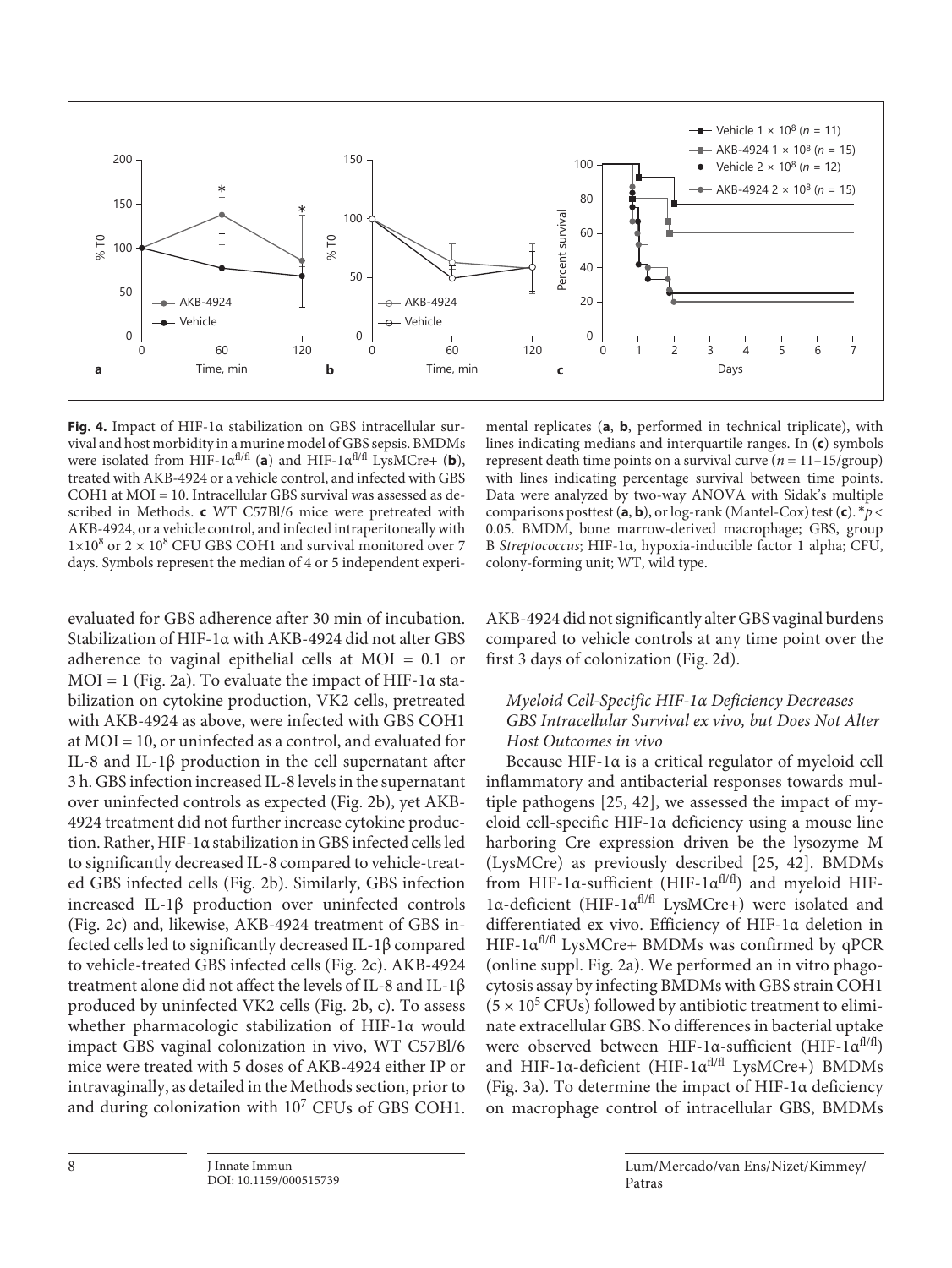**Fig. 4.** Impact of HIF-1α stabilization on GBS intracellular survival and host morbidity in a murine model of GBS sepsis. BMDMs were isolated from HIF-1α$^{fl/fl}$ (**a**) and HIF-1α$^{fl/fl}$ LysMCre+ (**b**), treated with AKB-4924 or a vehicle control, and infected with GBS COH1 at MOI = 10. Intracellular GBS survival was assessed as described in Methods. **c** WT C57Bl/6 mice were pretreated with AKB-4924, or a vehicle control, and infected intraperitoneally with $1 \times 10^8$ or $2 \times 10^8$ CFU GBS COH1 and survival monitored over 7 days. Symbols represent the median of 4 or 5 independent experimental replicates (**a**, **b**, performed in technical triplicate), with lines indicating medians and interquartile ranges. In (**c**) symbols represent death time points on a survival curve ($n = 11$–15/group) with lines indicating percentage survival between time points. Data were analyzed by two-way ANOVA with Sidak's multiple comparisons posttest (**a**, **b**), or log-rank (Mantel-Cox) test (**c**). * $p < 0.05$. BMDM, bone marrow-derived macrophage; GBS, group B *Streptococcus*; HIF-1α, hypoxia-inducible factor 1 alpha; CFU, colony-forming unit; WT, wild type.

evaluated for GBS adherence after 30 min of incubation. Stabilization of HIF-1α with AKB-4924 did not alter GBS adherence to vaginal epithelial cells at MOI = 0.1 or MOI = 1 (Fig. 2a). To evaluate the impact of HIF-1α stabilization on cytokine production, VK2 cells, pretreated with AKB-4924 as above, were infected with GBS COH1 at MOI = 10, or uninfected as a control, and evaluated for IL-8 and IL-1β production in the cell supernatant after 3 h. GBS infection increased IL-8 levels in the supernatant over uninfected controls as expected (Fig. 2b), yet AKB-4924 treatment did not further increase cytokine production. Rather, HIF-1α stabilization in GBS infected cells led to significantly decreased IL-8 compared to vehicle-treated GBS infected cells (Fig. 2b). Similarly, GBS infection increased IL-1β production over uninfected controls (Fig. 2c) and, likewise, AKB-4924 treatment of GBS infected cells led to significantly decreased IL-1β compared to vehicle-treated GBS infected cells (Fig. 2c). AKB-4924 treatment alone did not affect the levels of IL-8 and IL-1β produced by uninfected VK2 cells (Fig. 2b, c). To assess whether pharmacologic stabilization of HIF-1α would impact GBS vaginal colonization in vivo, WT C57Bl/6 mice were treated with 5 doses of AKB-4924 either IP or intravaginally, as detailed in the Methods section, prior to and during colonization with $10^7$ CFUs of GBS COH1. AKB-4924 did not significantly alter GBS vaginal burdens compared to vehicle controls at any time point over the first 3 days of colonization (Fig. 2d).

### *Myeloid Cell-Specific HIF-1α Deficiency Decreases GBS Intracellular Survival ex vivo, but Does Not Alter Host Outcomes in vivo*

Because HIF-1α is a critical regulator of myeloid cell inflammatory and antibacterial responses towards multiple pathogens [25, 42], we assessed the impact of myeloid cell-specific HIF-1α deficiency using a mouse line harboring Cre expression driven be the lysozyme M (LysMCre) as previously described [25, 42]. BMDMs from HIF-1α-sufficient (HIF-1α$^{fl/fl}$) and myeloid HIF-1α-deficient (HIF-1α$^{fl/fl}$ LysMCre+) were isolated and differentiated ex vivo. Efficiency of HIF-1α deletion in HIF-1α$^{fl/fl}$ LysMCre+ BMDMs was confirmed by qPCR (online suppl. Fig. 2a). We performed an in vitro phagocytosis assay by infecting BMDMs with GBS strain COH1 ($5 \times 10^5$ CFUs) followed by antibiotic treatment to eliminate extracellular GBS. No differences in bacterial uptake were observed between HIF-1α-sufficient (HIF-1α$^{fl/fl}$) and HIF-1α-deficient (HIF-1α$^{fl/fl}$ LysMCre+) BMDMs (Fig. 3a). To determine the impact of HIF-1α deficiency on macrophage control of intracellular GBS, BMDMs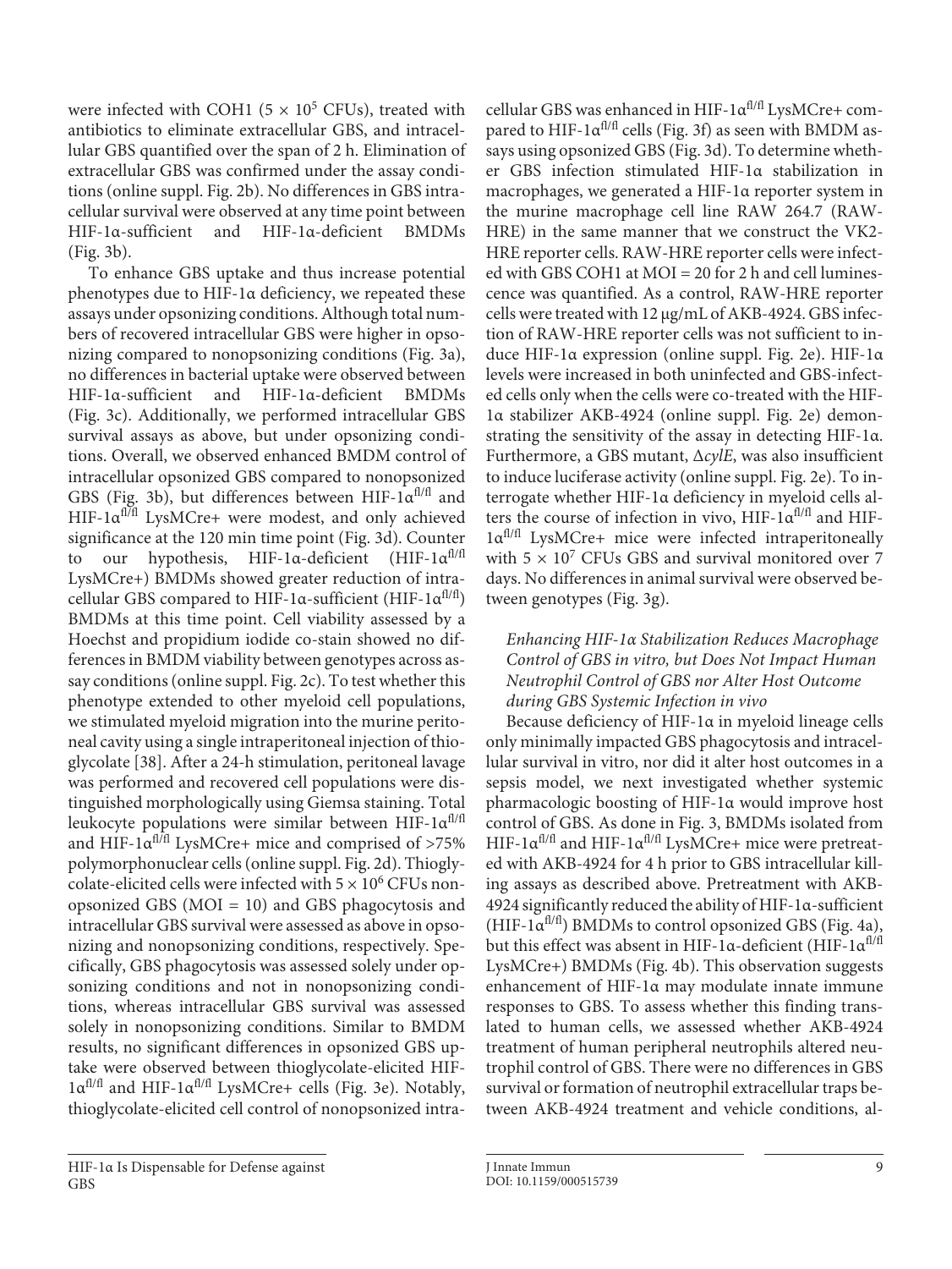were infected with COH1 ($5 \times 10^5$ CFUs), treated with antibiotics to eliminate extracellular GBS, and intracellular GBS quantified over the span of 2 h. Elimination of extracellular GBS was confirmed under the assay conditions (online suppl. Fig. 2b). No differences in GBS intracellular survival were observed at any time point between HIF-1α-sufficient and HIF-1α-deficient BMDMs (Fig. 3b).

To enhance GBS uptake and thus increase potential phenotypes due to HIF-1α deficiency, we repeated these assays under opsonizing conditions. Although total numbers of recovered intracellular GBS were higher in opsonizing compared to nonopsonizing conditions (Fig. 3a), no differences in bacterial uptake were observed between HIF-1α-sufficient and HIF-1α-deficient BMDMs (Fig. 3c). Additionally, we performed intracellular GBS survival assays as above, but under opsonizing conditions. Overall, we observed enhanced BMDM control of intracellular opsonized GBS compared to nonopsonized GBS (Fig. 3b), but differences between HIF-1α$^{fl/fl}$ and HIF-1α$^{fl/fl}$ LysMCre+ were modest, and only achieved significance at the 120 min time point (Fig. 3d). Counter to our hypothesis, HIF-1α-deficient (HIF-1α$^{fl/fl}$ LysMCre+) BMDMs showed greater reduction of intracellular GBS compared to HIF-1α-sufficient (HIF-1α$^{fl/fl}$) BMDMs at this time point. Cell viability assessed by a Hoechst and propidium iodide co-stain showed no differences in BMDM viability between genotypes across assay conditions (online suppl. Fig. 2c). To test whether this phenotype extended to other myeloid cell populations, we stimulated myeloid migration into the murine peritoneal cavity using a single intraperitoneal injection of thioglycolate [38]. After a 24-h stimulation, peritoneal lavage was performed and recovered cell populations were distinguished morphologically using Giemsa staining. Total leukocyte populations were similar between HIF-1α$^{fl/fl}$ and HIF-1α$^{fl/fl}$ LysMCre+ mice and comprised of >75% polymorphonuclear cells (online suppl. Fig. 2d). Thioglycolate-elicited cells were infected with $5 \times 10^6$ CFUs nonopsonized GBS (MOI = 10) and GBS phagocytosis and intracellular GBS survival were assessed as above in opsonizing and nonopsonizing conditions, respectively. Specifically, GBS phagocytosis was assessed solely under opsonizing conditions and not in nonopsonizing conditions, whereas intracellular GBS survival was assessed solely in nonopsonizing conditions. Similar to BMDM results, no significant differences in opsonized GBS uptake were observed between thioglycolate-elicited HIF-1α$^{fl/fl}$ and HIF-1α$^{fl/fl}$ LysMCre+ cells (Fig. 3e). Notably, thioglycolate-elicited cell control of nonopsonized intracellular GBS was enhanced in HIF-1α$^{fl/fl}$ LysMCre+ compared to HIF-1α$^{fl/fl}$ cells (Fig. 3f) as seen with BMDM assays using opsonized GBS (Fig. 3d). To determine whether GBS infection stimulated HIF-1α stabilization in macrophages, we generated a HIF-1α reporter system in the murine macrophage cell line RAW 264.7 (RAW-HRE) in the same manner that we construct the VK2-HRE reporter cells. RAW-HRE reporter cells were infected with GBS COH1 at MOI = 20 for 2 h and cell luminescence was quantified. As a control, RAW-HRE reporter cells were treated with 12 μg/mL of AKB-4924. GBS infection of RAW-HRE reporter cells was not sufficient to induce HIF-1α expression (online suppl. Fig. 2e). HIF-1α levels were increased in both uninfected and GBS-infected cells only when the cells were co-treated with the HIF-1α stabilizer AKB-4924 (online suppl. Fig. 2e) demonstrating the sensitivity of the assay in detecting HIF-1α. Furthermore, a GBS mutant, Δ*cylE*, was also insufficient to induce luciferase activity (online suppl. Fig. 2e). To interrogate whether HIF-1α deficiency in myeloid cells alters the course of infection in vivo, HIF-1α$^{fl/fl}$ and HIF-1α$^{fl/fl}$ LysMCre+ mice were infected intraperitoneally with $5 \times 10^7$ CFUs GBS and survival monitored over 7 days. No differences in animal survival were observed between genotypes (Fig. 3g).

### *Enhancing HIF-1α Stabilization Reduces Macrophage Control of GBS in vitro, but Does Not Impact Human Neutrophil Control of GBS nor Alter Host Outcome during GBS Systemic Infection in vivo*

Because deficiency of HIF-1α in myeloid lineage cells only minimally impacted GBS phagocytosis and intracellular survival in vitro, nor did it alter host outcomes in a sepsis model, we next investigated whether systemic pharmacologic boosting of HIF-1α would improve host control of GBS. As done in Fig. 3, BMDMs isolated from HIF-1α$^{fl/fl}$ and HIF-1α$^{fl/fl}$ LysMCre+ mice were pretreated with AKB-4924 for 4 h prior to GBS intracellular killing assays as described above. Pretreatment with AKB-4924 significantly reduced the ability of HIF-1α-sufficient (HIF-1α$^{fl/fl}$) BMDMs to control opsonized GBS (Fig. 4a), but this effect was absent in HIF-1α-deficient (HIF-1α$^{fl/fl}$ LysMCre+) BMDMs (Fig. 4b). This observation suggests enhancement of HIF-1α may modulate innate immune responses to GBS. To assess whether this finding translated to human cells, we assessed whether AKB-4924 treatment of human peripheral neutrophils altered neutrophil control of GBS. There were no differences in GBS survival or formation of neutrophil extracellular traps between AKB-4924 treatment and vehicle conditions, al-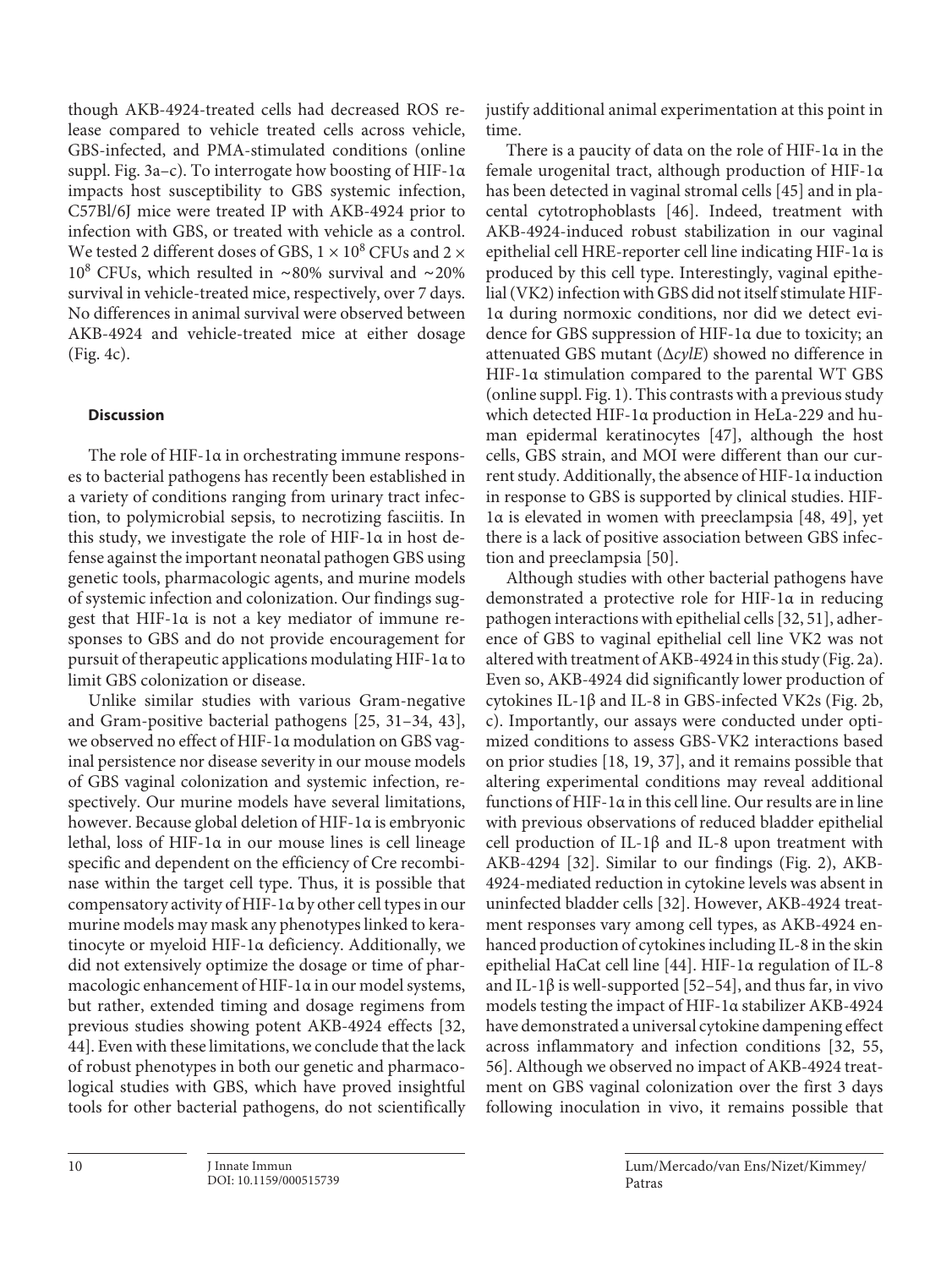though AKB-4924-treated cells had decreased ROS release compared to vehicle treated cells across vehicle, GBS-infected, and PMA-stimulated conditions (online suppl. Fig. 3a–c). To interrogate how boosting of HIF-1α impacts host susceptibility to GBS systemic infection, C57Bl/6J mice were treated IP with AKB-4924 prior to infection with GBS, or treated with vehicle as a control. We tested 2 different doses of GBS, $1 \times 10^8$ CFUs and $2 \times 10^8$ CFUs, which resulted in ~80% survival and ~20% survival in vehicle-treated mice, respectively, over 7 days. No differences in animal survival were observed between AKB-4924 and vehicle-treated mice at either dosage (Fig. 4c).

## Discussion

The role of HIF-1α in orchestrating immune responses to bacterial pathogens has recently been established in a variety of conditions ranging from urinary tract infection, to polymicrobial sepsis, to necrotizing fasciitis. In this study, we investigate the role of HIF-1α in host defense against the important neonatal pathogen GBS using genetic tools, pharmacologic agents, and murine models of systemic infection and colonization. Our findings suggest that HIF-1α is not a key mediator of immune responses to GBS and do not provide encouragement for pursuit of therapeutic applications modulating HIF-1α to limit GBS colonization or disease.

Unlike similar studies with various Gram-negative and Gram-positive bacterial pathogens [25, 31–34, 43], we observed no effect of HIF-1α modulation on GBS vaginal persistence nor disease severity in our mouse models of GBS vaginal colonization and systemic infection, respectively. Our murine models have several limitations, however. Because global deletion of HIF-1α is embryonic lethal, loss of HIF-1α in our mouse lines is cell lineage specific and dependent on the efficiency of Cre recombinase within the target cell type. Thus, it is possible that compensatory activity of HIF-1α by other cell types in our murine models may mask any phenotypes linked to keratinocyte or myeloid HIF-1α deficiency. Additionally, we did not extensively optimize the dosage or time of pharmacologic enhancement of HIF-1α in our model systems, but rather, extended timing and dosage regimens from previous studies showing potent AKB-4924 effects [32, 44]. Even with these limitations, we conclude that the lack of robust phenotypes in both our genetic and pharmacological studies with GBS, which have proved insightful tools for other bacterial pathogens, do not scientifically justify additional animal experimentation at this point in time.

There is a paucity of data on the role of HIF-1α in the female urogenital tract, although production of HIF-1α has been detected in vaginal stromal cells [45] and in placental cytotrophoblasts [46]. Indeed, treatment with AKB-4924-induced robust stabilization in our vaginal epithelial cell HRE-reporter cell line indicating HIF-1α is produced by this cell type. Interestingly, vaginal epithelial (VK2) infection with GBS did not itself stimulate HIF-1α during normoxic conditions, nor did we detect evidence for GBS suppression of HIF-1α due to toxicity; an attenuated GBS mutant (Δ*cylE*) showed no difference in HIF-1α stimulation compared to the parental WT GBS (online suppl. Fig. 1). This contrasts with a previous study which detected HIF-1α production in HeLa-229 and human epidermal keratinocytes [47], although the host cells, GBS strain, and MOI were different than our current study. Additionally, the absence of HIF-1α induction in response to GBS is supported by clinical studies. HIF-1α is elevated in women with preeclampsia [48, 49], yet there is a lack of positive association between GBS infection and preeclampsia [50].

Although studies with other bacterial pathogens have demonstrated a protective role for HIF-1α in reducing pathogen interactions with epithelial cells [32, 51], adherence of GBS to vaginal epithelial cell line VK2 was not altered with treatment of AKB-4924 in this study (Fig. 2a). Even so, AKB-4924 did significantly lower production of cytokines IL-1β and IL-8 in GBS-infected VK2s (Fig. 2b, c). Importantly, our assays were conducted under optimized conditions to assess GBS-VK2 interactions based on prior studies [18, 19, 37], and it remains possible that altering experimental conditions may reveal additional functions of HIF-1α in this cell line. Our results are in line with previous observations of reduced bladder epithelial cell production of IL-1β and IL-8 upon treatment with AKB-4294 [32]. Similar to our findings (Fig. 2), AKB-4924-mediated reduction in cytokine levels was absent in uninfected bladder cells [32]. However, AKB-4924 treatment responses vary among cell types, as AKB-4924 enhanced production of cytokines including IL-8 in the skin epithelial HaCat cell line [44]. HIF-1α regulation of IL-8 and IL-1β is well-supported [52–54], and thus far, in vivo models testing the impact of HIF-1α stabilizer AKB-4924 have demonstrated a universal cytokine dampening effect across inflammatory and infection conditions [32, 55, 56]. Although we observed no impact of AKB-4924 treatment on GBS vaginal colonization over the first 3 days following inoculation in vivo, it remains possible that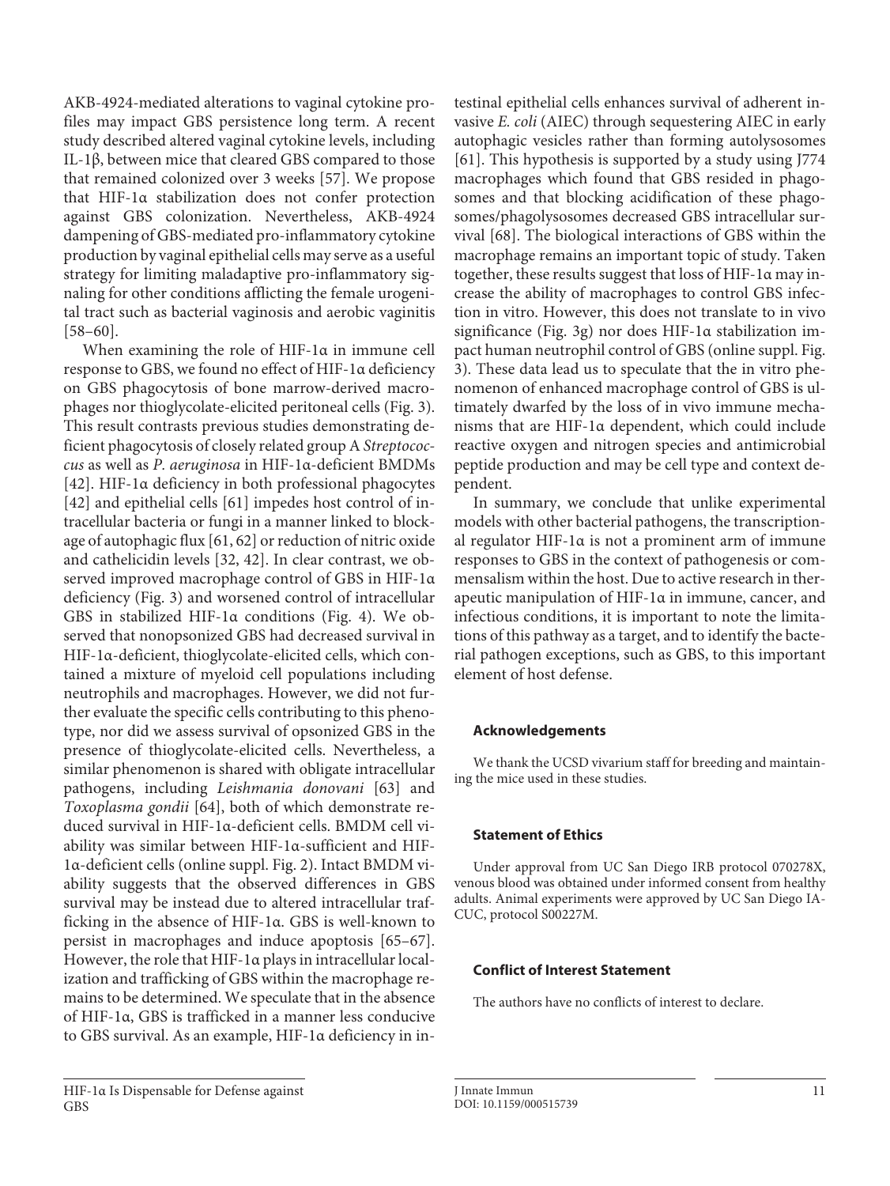AKB-4924-mediated alterations to vaginal cytokine profiles may impact GBS persistence long term. A recent study described altered vaginal cytokine levels, including IL-1β, between mice that cleared GBS compared to those that remained colonized over 3 weeks [57]. We propose that HIF-1α stabilization does not confer protection against GBS colonization. Nevertheless, AKB-4924 dampening of GBS-mediated pro-inflammatory cytokine production by vaginal epithelial cells may serve as a useful strategy for limiting maladaptive pro-inflammatory signaling for other conditions afflicting the female urogenital tract such as bacterial vaginosis and aerobic vaginitis [58–60].

When examining the role of HIF-1α in immune cell response to GBS, we found no effect of HIF-1α deficiency on GBS phagocytosis of bone marrow-derived macrophages nor thioglycolate-elicited peritoneal cells (Fig. 3). This result contrasts previous studies demonstrating deficient phagocytosis of closely related group A *Streptococcus* as well as *P. aeruginosa* in HIF-1α-deficient BMDMs [42]. HIF-1α deficiency in both professional phagocytes [42] and epithelial cells [61] impedes host control of intracellular bacteria or fungi in a manner linked to blockage of autophagic flux [61, 62] or reduction of nitric oxide and cathelicidin levels [32, 42]. In clear contrast, we observed improved macrophage control of GBS in HIF-1α deficiency (Fig. 3) and worsened control of intracellular GBS in stabilized HIF-1α conditions (Fig. 4). We observed that nonopsonized GBS had decreased survival in HIF-1α-deficient, thioglycolate-elicited cells, which contained a mixture of myeloid cell populations including neutrophils and macrophages. However, we did not further evaluate the specific cells contributing to this phenotype, nor did we assess survival of opsonized GBS in the presence of thioglycolate-elicited cells. Nevertheless, a similar phenomenon is shared with obligate intracellular pathogens, including *Leishmania donovani* [63] and *Toxoplasma gondii* [64], both of which demonstrate reduced survival in HIF-1α-deficient cells. BMDM cell viability was similar between HIF-1α-sufficient and HIF-1α-deficient cells (online suppl. Fig. 2). Intact BMDM viability suggests that the observed differences in GBS survival may be instead due to altered intracellular trafficking in the absence of HIF-1α. GBS is well-known to persist in macrophages and induce apoptosis [65–67]. However, the role that HIF-1α plays in intracellular localization and trafficking of GBS within the macrophage remains to be determined. We speculate that in the absence of HIF-1α, GBS is trafficked in a manner less conducive to GBS survival. As an example, HIF-1α deficiency in intestinal epithelial cells enhances survival of adherent invasive *E. coli* (AIEC) through sequestering AIEC in early autophagic vesicles rather than forming autolysosomes [61]. This hypothesis is supported by a study using J774 macrophages which found that GBS resided in phagosomes and that blocking acidification of these phagosomes/phagolysosomes decreased GBS intracellular survival [68]. The biological interactions of GBS within the macrophage remains an important topic of study. Taken together, these results suggest that loss of HIF-1α may increase the ability of macrophages to control GBS infection in vitro. However, this does not translate to in vivo significance (Fig. 3g) nor does HIF-1α stabilization impact human neutrophil control of GBS (online suppl. Fig. 3). These data lead us to speculate that the in vitro phenomenon of enhanced macrophage control of GBS is ultimately dwarfed by the loss of in vivo immune mechanisms that are HIF-1α dependent, which could include reactive oxygen and nitrogen species and antimicrobial peptide production and may be cell type and context dependent.

In summary, we conclude that unlike experimental models with other bacterial pathogens, the transcriptional regulator HIF-1α is not a prominent arm of immune responses to GBS in the context of pathogenesis or commensalism within the host. Due to active research in therapeutic manipulation of HIF-1α in immune, cancer, and infectious conditions, it is important to note the limitations of this pathway as a target, and to identify the bacterial pathogen exceptions, such as GBS, to this important element of host defense.

## Acknowledgements

We thank the UCSD vivarium staff for breeding and maintaining the mice used in these studies.

## Statement of Ethics

Under approval from UC San Diego IRB protocol 070278X, venous blood was obtained under informed consent from healthy adults. Animal experiments were approved by UC San Diego IACUC, protocol S00227M.

## Conflict of Interest Statement

The authors have no conflicts of interest to declare.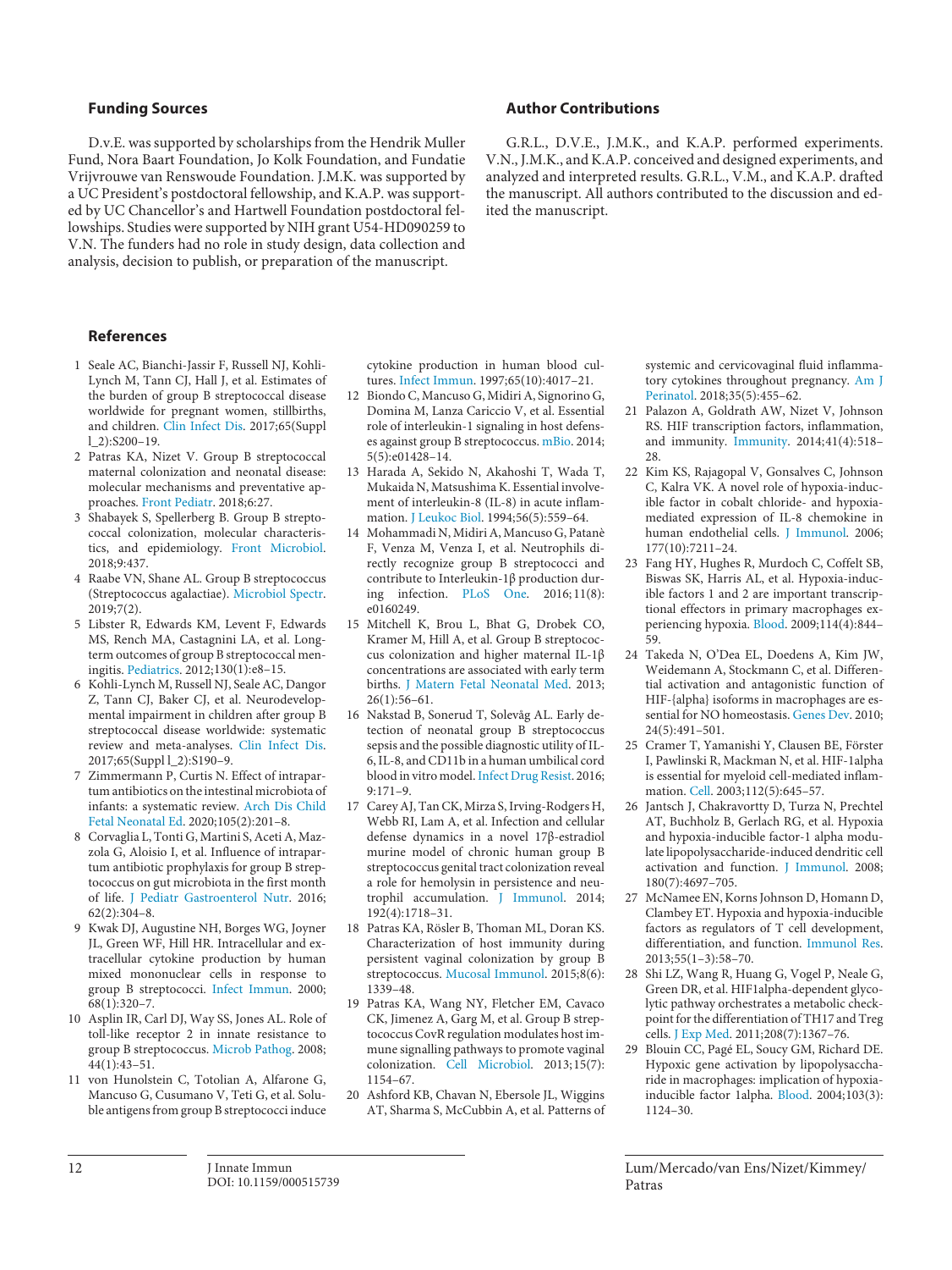## Funding Sources

D.v.E. was supported by scholarships from the Hendrik Muller Fund, Nora Baart Foundation, Jo Kolk Foundation, and Fundatie Vrijvrouwe van Renswoude Foundation. J.M.K. was supported by a UC President's postdoctoral fellowship, and K.A.P. was supported by UC Chancellor's and Hartwell Foundation postdoctoral fellowships. Studies were supported by NIH grant U54-HD090259 to V.N. The funders had no role in study design, data collection and analysis, decision to publish, or preparation of the manuscript.

## Author Contributions

G.R.L., D.V.E., J.M.K., and K.A.P. performed experiments. V.N., J.M.K., and K.A.P. conceived and designed experiments, and analyzed and interpreted results. G.R.L., V.M., and K.A.P. drafted the manuscript. All authors contributed to the discussion and edited the manuscript.

## References

1. Seale AC, Bianchi-Jassir F, Russell NJ, Kohli-Lynch M, Tann CJ, Hall J, et al. Estimates of the burden of group B streptococcal disease worldwide for pregnant women, stillbirths, and children. Clin Infect Dis. 2017;65(Suppl l_2):S200–19.
2. Patras KA, Nizet V. Group B streptococcal maternal colonization and neonatal disease: molecular mechanisms and preventative approaches. Front Pediatr. 2018;6:27.
3. Shabayek S, Spellerberg B. Group B streptococcal colonization, molecular characteristics, and epidemiology. Front Microbiol. 2018;9:437.
4. Raabe VN, Shane AL. Group B streptococcus (Streptococcus agalactiae). Microbiol Spectr. 2019;7(2).
5. Libster R, Edwards KM, Levent F, Edwards MS, Rench MA, Castagnini LA, et al. Long-term outcomes of group B streptococcal meningitis. Pediatrics. 2012;130(1):e8–15.
6. Kohli-Lynch M, Russell NJ, Seale AC, Dangor Z, Tann CJ, Baker CJ, et al. Neurodevelopmental impairment in children after group B streptococcal disease worldwide: systematic review and meta-analyses. Clin Infect Dis. 2017;65(Suppl l_2):S190–9.
7. Zimmermann P, Curtis N. Effect of intrapartum antibiotics on the intestinal microbiota of infants: a systematic review. Arch Dis Child Fetal Neonatal Ed. 2020;105(2):201–8.
8. Corvaglia L, Tonti G, Martini S, Aceti A, Mazzola G, Aloisio I, et al. Influence of intrapartum antibiotic prophylaxis for group B streptococcus on gut microbiota in the first month of life. J Pediatr Gastroenterol Nutr. 2016;62(2):304–8.
9. Kwak DJ, Augustine NH, Borges WG, Joyner JL, Green WF, Hill HR. Intracellular and extracellular cytokine production by human mixed mononuclear cells in response to group B streptococci. Infect Immun. 2000;68(1):320–7.
10. Asplin IR, Carl DJ, Way SS, Jones AL. Role of toll-like receptor 2 in innate resistance to group B streptococcus. Microb Pathog. 2008;44(1):43–51.
11. von Hunolstein C, Totolian A, Alfarone G, Mancuso G, Cusumano V, Teti G, et al. Soluble antigens from group B streptococci induce cytokine production in human blood cultures. Infect Immun. 1997;65(10):4017–21.
12. Biondo C, Mancuso G, Midiri A, Signorino G, Domina M, Lanza Cariccio V, et al. Essential role of interleukin-1 signaling in host defenses against group B streptococcus. mBio. 2014;5(5):e01428–14.
13. Harada A, Sekido N, Akahoshi T, Wada T, Mukaida N, Matsushima K. Essential involvement of interleukin-8 (IL-8) in acute inflammation. J Leukoc Biol. 1994;56(5):559–64.
14. Mohammadi N, Midiri A, Mancuso G, Patanè F, Venza M, Venza I, et al. Neutrophils directly recognize group B streptococci and contribute to Interleukin-1β production during infection. PLoS One. 2016;11(8):e0160249.
15. Mitchell K, Brou L, Bhat G, Drobek CO, Kramer M, Hill A, et al. Group B streptococcus colonization and higher maternal IL-1β concentrations are associated with early term births. J Matern Fetal Neonatal Med. 2013;26(1):56–61.
16. Nakstad B, Sonerud T, Solevåg AL. Early detection of neonatal group B streptococcus sepsis and the possible diagnostic utility of IL-6, IL-8, and CD11b in a human umbilical cord blood in vitro model. Infect Drug Resist. 2016;9:171–9.
17. Carey AJ, Tan CK, Mirza S, Irving-Rodgers H, Webb RI, Lam A, et al. Infection and cellular defense dynamics in a novel 17β-estradiol murine model of chronic human group B streptococcus genital tract colonization reveal a role for hemolysin in persistence and neutrophil accumulation. J Immunol. 2014;192(4):1718–31.
18. Patras KA, Rösler B, Thoman ML, Doran KS. Characterization of host immunity during persistent vaginal colonization by group B streptococcus. Mucosal Immunol. 2015;8(6):1339–48.
19. Patras KA, Wang NY, Fletcher EM, Cavaco CK, Jimenez A, Garg M, et al. Group B streptococcus CovR regulation modulates host immune signalling pathways to promote vaginal colonization. Cell Microbiol. 2013;15(7):1154–67.
20. Ashford KB, Chavan N, Ebersole JL, Wiggins AT, Sharma S, McCubbin A, et al. Patterns of systemic and cervicovaginal fluid inflammatory cytokines throughout pregnancy. Am J Perinatol. 2018;35(5):455–62.
21. Palazon A, Goldrath AW, Nizet V, Johnson RS. HIF transcription factors, inflammation, and immunity. Immunity. 2014;41(4):518–28.
22. Kim KS, Rajagopal V, Gonsalves C, Johnson C, Kalra VK. A novel role of hypoxia-inducible factor in cobalt chloride- and hypoxia-mediated expression of IL-8 chemokine in human endothelial cells. J Immunol. 2006;177(10):7211–24.
23. Fang HY, Hughes R, Murdoch C, Coffelt SB, Biswas SK, Harris AL, et al. Hypoxia-inducible factors 1 and 2 are important transcriptional effectors in primary macrophages experiencing hypoxia. Blood. 2009;114(4):844–59.
24. Takeda N, O'Dea EL, Doedens A, Kim JW, Weidemann A, Stockmann C, et al. Differential activation and antagonistic function of HIF-{alpha} isoforms in macrophages are essential for NO homeostasis. Genes Dev. 2010;24(5):491–501.
25. Cramer T, Yamanishi Y, Clausen BE, Förster I, Pawlinski R, Mackman N, et al. HIF-1alpha is essential for myeloid cell-mediated inflammation. Cell. 2003;112(5):645–57.
26. Jantsch J, Chakravortty D, Turza N, Prechtel AT, Buchholz B, Gerlach RG, et al. Hypoxia and hypoxia-inducible factor-1 alpha modulate lipopolysaccharide-induced dendritic cell activation and function. J Immunol. 2008;180(7):4697–705.
27. McNamee EN, Korns Johnson D, Homann D, Clambey ET. Hypoxia and hypoxia-inducible factors as regulators of T cell development, differentiation, and function. Immunol Res. 2013;55(1–3):58–70.
28. Shi LZ, Wang R, Huang G, Vogel P, Neale G, Green DR, et al. HIF1alpha-dependent glycolytic pathway orchestrates a metabolic checkpoint for the differentiation of TH17 and Treg cells. J Exp Med. 2011;208(7):1367–76.
29. Blouin CC, Pagé EL, Soucy GM, Richard DE. Hypoxic gene activation by lipopolysaccharide in macrophages: implication of hypoxia-inducible factor 1alpha. Blood. 2004;103(3):1124–30.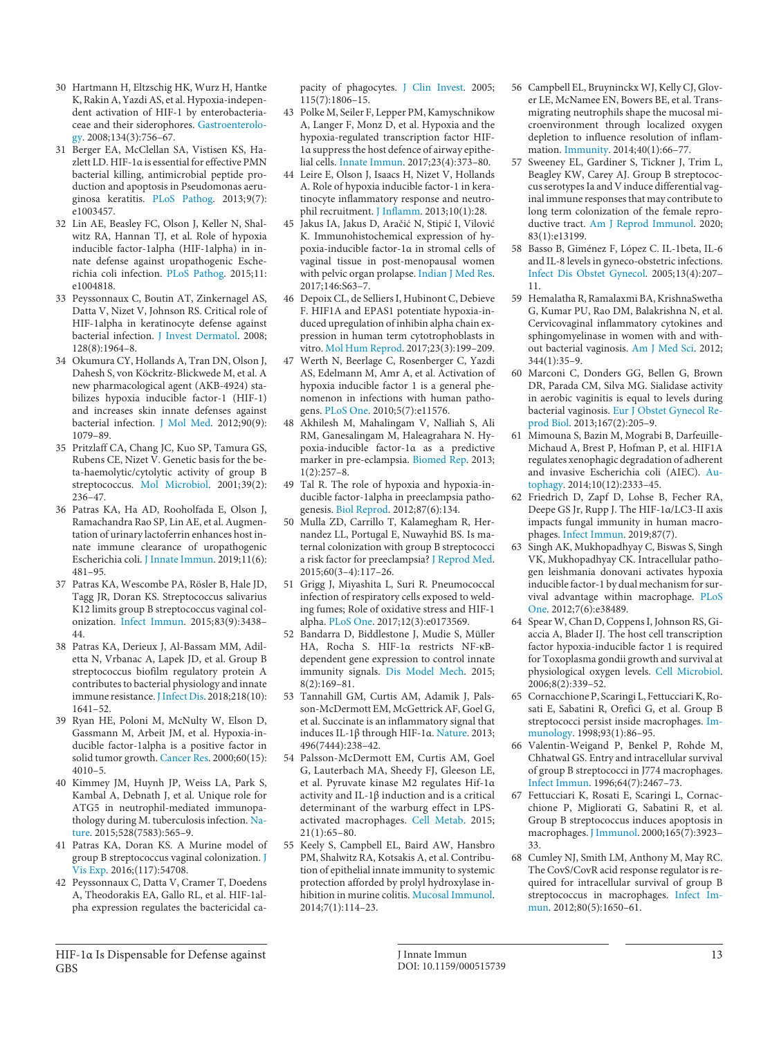30 Hartmann H, Eltzschig HK, Wurz H, Hantke K, Rakin A, Yazdi AS, et al. Hypoxia-independent activation of HIF-1 by enterobacteriaceae and their siderophores. Gastroenterology. 2008;134(3):756–67.

31 Berger EA, McClellan SA, Vistisen KS, Hazlett LD. HIF-1α is essential for effective PMN bacterial killing, antimicrobial peptide production and apoptosis in Pseudomonas aeruginosa keratitis. PLoS Pathog. 2013;9(7):e1003457.

32 Lin AE, Beasley FC, Olson J, Keller N, Shalwitz RA, Hannan TJ, et al. Role of hypoxia inducible factor-1alpha (HIF-1alpha) in innate defense against uropathogenic Escherichia coli infection. PLoS Pathog. 2015;11:e1004818.

33 Peyssonnaux C, Boutin AT, Zinkernagel AS, Datta V, Nizet V, Johnson RS. Critical role of HIF-1alpha in keratinocyte defense against bacterial infection. J Invest Dermatol. 2008;128(8):1964–8.

34 Okumura CY, Hollands A, Tran DN, Olson J, Dahesh S, von Köckritz-Blickwede M, et al. A new pharmacological agent (AKB-4924) stabilizes hypoxia inducible factor-1 (HIF-1) and increases skin innate defenses against bacterial infection. J Mol Med. 2012;90(9):1079–89.

35 Pritzlaff CA, Chang JC, Kuo SP, Tamura GS, Rubens CE, Nizet V. Genetic basis for the beta-haemolytic/cytolytic activity of group B streptococcus. Mol Microbiol. 2001;39(2):236–47.

36 Patras KA, Ha AD, Rooholfada E, Olson J, Ramachandra Rao SP, Lin AE, et al. Augmentation of urinary lactoferrin enhances host innate immune clearance of uropathogenic Escherichia coli. J Innate Immun. 2019;11(6):481–95.

37 Patras KA, Wescombe PA, Rösler B, Hale JD, Tagg JR, Doran KS. Streptococcus salivarius K12 limits group B streptococcus vaginal colonization. Infect Immun. 2015;83(9):3438–44.

38 Patras KA, Derieux J, Al-Bassam MM, Adiletta N, Vrbanac A, Lapek JD, et al. Group B streptococcus biofilm regulatory protein A contributes to bacterial physiology and innate immune resistance. J Infect Dis. 2018;218(10):1641–52.

39 Ryan HE, Poloni M, McNulty W, Elson D, Gassmann M, Arbeit JM, et al. Hypoxia-inducible factor-1alpha is a positive factor in solid tumor growth. Cancer Res. 2000;60(15):4010–5.

40 Kimmey JM, Huynh JP, Weiss LA, Park S, Kambal A, Debnath J, et al. Unique role for ATG5 in neutrophil-mediated immunopathology during M. tuberculosis infection. Nature. 2015;528(7583):565–9.

41 Patras KA, Doran KS. A Murine model of group B streptococcus vaginal colonization. J Vis Exp. 2016;(117):54708.

42 Peyssonnaux C, Datta V, Cramer T, Doedens A, Theodorakis EA, Gallo RL, et al. HIF-1alpha expression regulates the bactericidal capacity of phagocytes. J Clin Invest. 2005;115(7):1806–15.

43 Polke M, Seiler F, Lepper PM, Kamyschnikow A, Langer F, Monz D, et al. Hypoxia and the hypoxia-regulated transcription factor HIF-1α suppress the host defence of airway epithelial cells. Innate Immun. 2017;23(4):373–80.

44 Leire E, Olson J, Isaacs H, Nizet V, Hollands A. Role of hypoxia inducible factor-1 in keratinocyte inflammatory response and neutrophil recruitment. J Inflamm. 2013;10(1):28.

45 Jakus IA, Jakus D, Aračić N, Stipić I, Vilović K. Immunohistochemical expression of hypoxia-inducible factor-1α in stromal cells of vaginal tissue in post-menopausal women with pelvic organ prolapse. Indian J Med Res. 2017;146:S63–7.

46 Depoix CL, de Selliers I, Hubinont C, Debieve F. HIF1A and EPAS1 potentiate hypoxia-induced upregulation of inhibin alpha chain expression in human term cytotrophoblasts in vitro. Mol Hum Reprod. 2017;23(3):199–209.

47 Werth N, Beerlage C, Rosenberger C, Yazdi AS, Edelmann M, Amr A, et al. Activation of hypoxia inducible factor 1 is a general phenomenon in infections with human pathogens. PLoS One. 2010;5(7):e11576.

48 Akhilesh M, Mahalingam V, Nalliah S, Ali RM, Ganesalingam M, Haleagrahara N. Hypoxia-inducible factor-1α as a predictive marker in pre-eclampsia. Biomed Rep. 2013;1(2):257–8.

49 Tal R. The role of hypoxia and hypoxia-inducible factor-1alpha in preeclampsia pathogenesis. Biol Reprod. 2012;87(6):134.

50 Mulla ZD, Carrillo T, Kalamegham R, Hernandez LL, Portugal E, Nuwayhid BS. Is maternal colonization with group B streptococci a risk factor for preeclampsia? J Reprod Med. 2015;60(3–4):117–26.

51 Grigg J, Miyashita L, Suri R. Pneumococcal infection of respiratory cells exposed to welding fumes; Role of oxidative stress and HIF-1 alpha. PLoS One. 2017;12(3):e0173569.

52 Bandarra D, Biddlestone J, Mudie S, Müller HA, Rocha S. HIF-1α restricts NF-κB-dependent gene expression to control innate immunity signals. Dis Model Mech. 2015;8(2):169–81.

53 Tannahill GM, Curtis AM, Adamik J, Palsson-McDermott EM, McGettrick AF, Goel G, et al. Succinate is an inflammatory signal that induces IL-1β through HIF-1α. Nature. 2013;496(7444):238–42.

54 Palsson-McDermott EM, Curtis AM, Goel G, Lauterbach MA, Sheedy FJ, Gleeson LE, et al. Pyruvate kinase M2 regulates Hif-1α activity and IL-1β induction and is a critical determinant of the warburg effect in LPS-activated macrophages. Cell Metab. 2015;21(1):65–80.

55 Keely S, Campbell EL, Baird AW, Hansbro PM, Shalwitz RA, Kotsakis A, et al. Contribution of epithelial innate immunity to systemic protection afforded by prolyl hydroxylase inhibition in murine colitis. Mucosal Immunol. 2014;7(1):114–23.

56 Campbell EL, Bruyninckx WJ, Kelly CJ, Glover LE, McNamee EN, Bowers BE, et al. Transmigrating neutrophils shape the mucosal microenvironment through localized oxygen depletion to influence resolution of inflammation. Immunity. 2014;40(1):66–77.

57 Sweeney EL, Gardiner S, Tickner J, Trim L, Beagley KW, Carey AJ. Group B streptococcus serotypes Ia and V induce differential vaginal immune responses that may contribute to long term colonization of the female reproductive tract. Am J Reprod Immunol. 2020;83(1):e13199.

58 Basso B, Giménez F, López C. IL-1beta, IL-6 and IL-8 levels in gyneco-obstetric infections. Infect Dis Obstet Gynecol. 2005;13(4):207–11.

59 Hemalatha R, Ramalaxmi BA, KrishnaSwetha G, Kumar PU, Rao DM, Balakrishna N, et al. Cervicovaginal inflammatory cytokines and sphingomyelinase in women with and without bacterial vaginosis. Am J Med Sci. 2012;344(1):35–9.

60 Marconi C, Donders GG, Bellen G, Brown DR, Parada CM, Silva MG. Sialidase activity in aerobic vaginitis is equal to levels during bacterial vaginosis. Eur J Obstet Gynecol Reprod Biol. 2013;167(2):205–9.

61 Mimouna S, Bazin M, Mograbi B, Darfeuille-Michaud A, Brest P, Hofman P, et al. HIF1A regulates xenophagic degradation of adherent and invasive Escherichia coli (AIEC). Autophagy. 2014;10(12):2333–45.

62 Friedrich D, Zapf D, Lohse B, Fecher RA, Deepe GS Jr, Rupp J. The HIF-1α/LC3-II axis impacts fungal immunity in human macrophages. Infect Immun. 2019;87(7).

63 Singh AK, Mukhopadhyay C, Biswas S, Singh VK, Mukhopadhyay CK. Intracellular pathogen leishmania donovani activates hypoxia inducible factor-1 by dual mechanism for survival advantage within macrophage. PLoS One. 2012;7(6):e38489.

64 Spear W, Chan D, Coppens I, Johnson RS, Giaccia A, Blader IJ. The host cell transcription factor hypoxia-inducible factor 1 is required for Toxoplasma gondii growth and survival at physiological oxygen levels. Cell Microbiol. 2006;8(2):339–52.

65 Cornacchione P, Scaringi L, Fettucciari K, Rosati E, Sabatini R, Orefici G, et al. Group B streptococci persist inside macrophages. Immunology. 1998;93(1):86–95.

66 Valentin-Weigand P, Benkel P, Rohde M, Chhatwal GS. Entry and intracellular survival of group B streptococci in J774 macrophages. Infect Immun. 1996;64(7):2467–73.

67 Fettucciari K, Rosati E, Scaringi L, Cornacchione P, Migliorati G, Sabatini R, et al. Group B streptococcus induces apoptosis in macrophages. J Immunol. 2000;165(7):3923–33.

68 Cumley NJ, Smith LM, Anthony M, May RC. The CovS/CovR acid response regulator is required for intracellular survival of group B streptococcus in macrophages. Infect Immun. 2012;80(5):1650–61.